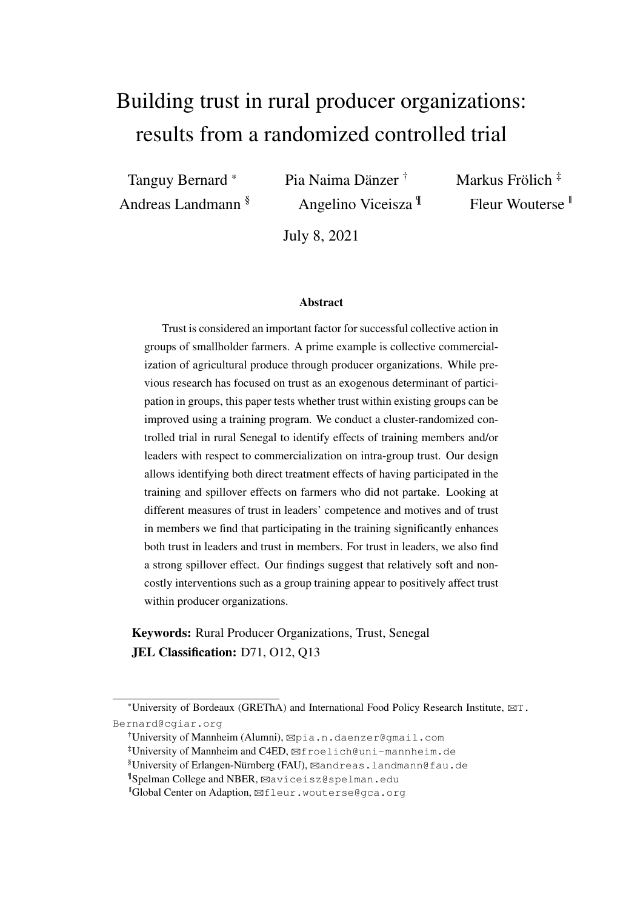# Building trust in rural producer organizations: results from a randomized controlled trial

Tanguy Bernard [*] Pia Naima Dänzer [†] Markus Frölich [‡]
Andreas Landmann [§] Angelino Viceisza [¶] Fleur Wouterse [‖]

July 8, 2021

**Abstract**

Trust is considered an important factor for successful collective action in groups of smallholder farmers. A prime example is collective commercialization of agricultural produce through producer organizations. While previous research has focused on trust as an exogenous determinant of participation in groups, this paper tests whether trust within existing groups can be improved using a training program. We conduct a cluster-randomized controlled trial in rural Senegal to identify effects of training members and/or leaders with respect to commercialization on intra-group trust. Our design allows identifying both direct treatment effects of having participated in the training and spillover effects on farmers who did not partake. Looking at different measures of trust in leaders' competence and motives and of trust in members we find that participating in the training significantly enhances both trust in leaders and trust in members. For trust in leaders, we also find a strong spillover effect. Our findings suggest that relatively soft and non-costly interventions such as a group training appear to positively affect trust within producer organizations.

**Keywords:** Rural Producer Organizations, Trust, Senegal
**JEL Classification:** D71, O12, Q13

---

[*] University of Bordeaux (GREThA) and International Food Policy Research Institute, ✉T.Bernard@cgiar.org

[†] University of Mannheim (Alumni), ✉pia.n.daenzer@gmail.com

[‡] University of Mannheim and C4ED, ✉froelich@uni-mannheim.de

[§] University of Erlangen-Nürnberg (FAU), ✉andreas.landmann@fau.de

[¶] Spelman College and NBER, ✉aviceisz@spelman.edu

[‖] Global Center on Adaption, ✉fleur.wouterse@gca.org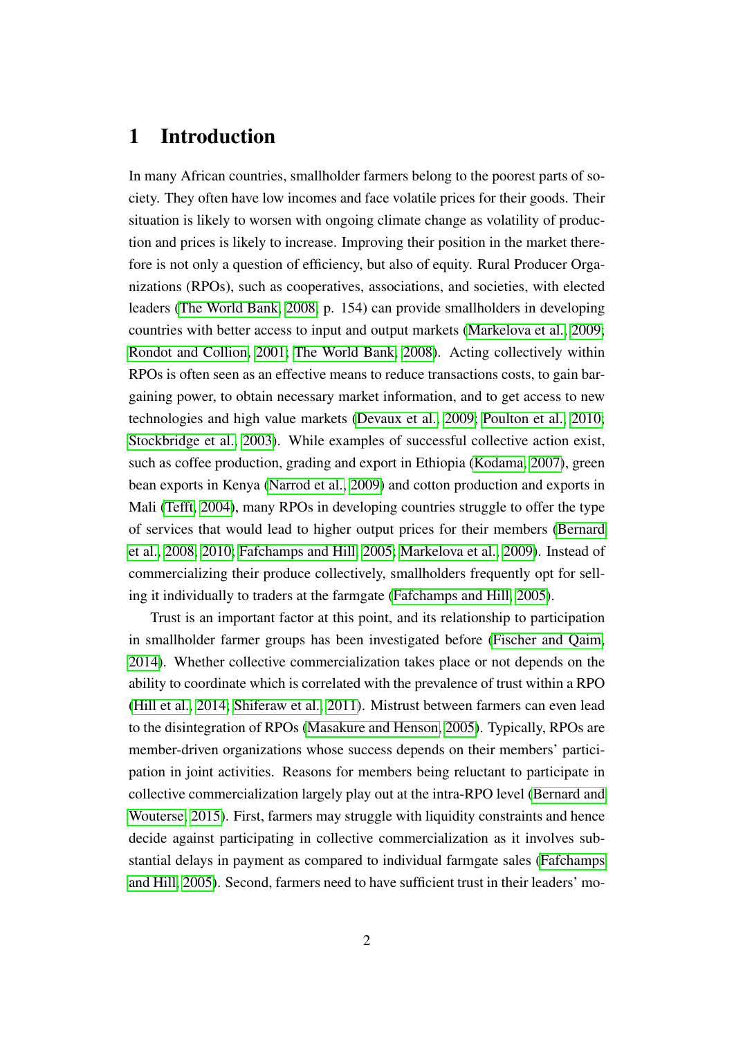# 1 Introduction

In many African countries, smallholder farmers belong to the poorest parts of society. They often have low incomes and face volatile prices for their goods. Their situation is likely to worsen with ongoing climate change as volatility of production and prices is likely to increase. Improving their position in the market therefore is not only a question of efficiency, but also of equity. Rural Producer Organizations (RPOs), such as cooperatives, associations, and societies, with elected leaders (The World Bank, 2008, p. 154) can provide smallholders in developing countries with better access to input and output markets (Markelova et al., 2009; Rondot and Collion, 2001; The World Bank, 2008). Acting collectively within RPOs is often seen as an effective means to reduce transactions costs, to gain bargaining power, to obtain necessary market information, and to get access to new technologies and high value markets (Devaux et al., 2009; Poulton et al., 2010; Stockbridge et al., 2003). While examples of successful collective action exist, such as coffee production, grading and export in Ethiopia (Kodama, 2007), green bean exports in Kenya (Narrod et al., 2009) and cotton production and exports in Mali (Tefft, 2004), many RPOs in developing countries struggle to offer the type of services that would lead to higher output prices for their members (Bernard et al., 2008, 2010; Fafchamps and Hill, 2005; Markelova et al., 2009). Instead of commercializing their produce collectively, smallholders frequently opt for selling it individually to traders at the farmgate (Fafchamps and Hill, 2005).

Trust is an important factor at this point, and its relationship to participation in smallholder farmer groups has been investigated before (Fischer and Qaim, 2014). Whether collective commercialization takes place or not depends on the ability to coordinate which is correlated with the prevalence of trust within a RPO (Hill et al., 2014; Shiferaw et al., 2011). Mistrust between farmers can even lead to the disintegration of RPOs (Masakure and Henson, 2005). Typically, RPOs are member-driven organizations whose success depends on their members' participation in joint activities. Reasons for members being reluctant to participate in collective commercialization largely play out at the intra-RPO level (Bernard and Wouterse, 2015). First, farmers may struggle with liquidity constraints and hence decide against participating in collective commercialization as it involves substantial delays in payment as compared to individual farmgate sales (Fafchamps and Hill, 2005). Second, farmers need to have sufficient trust in their leaders' mo-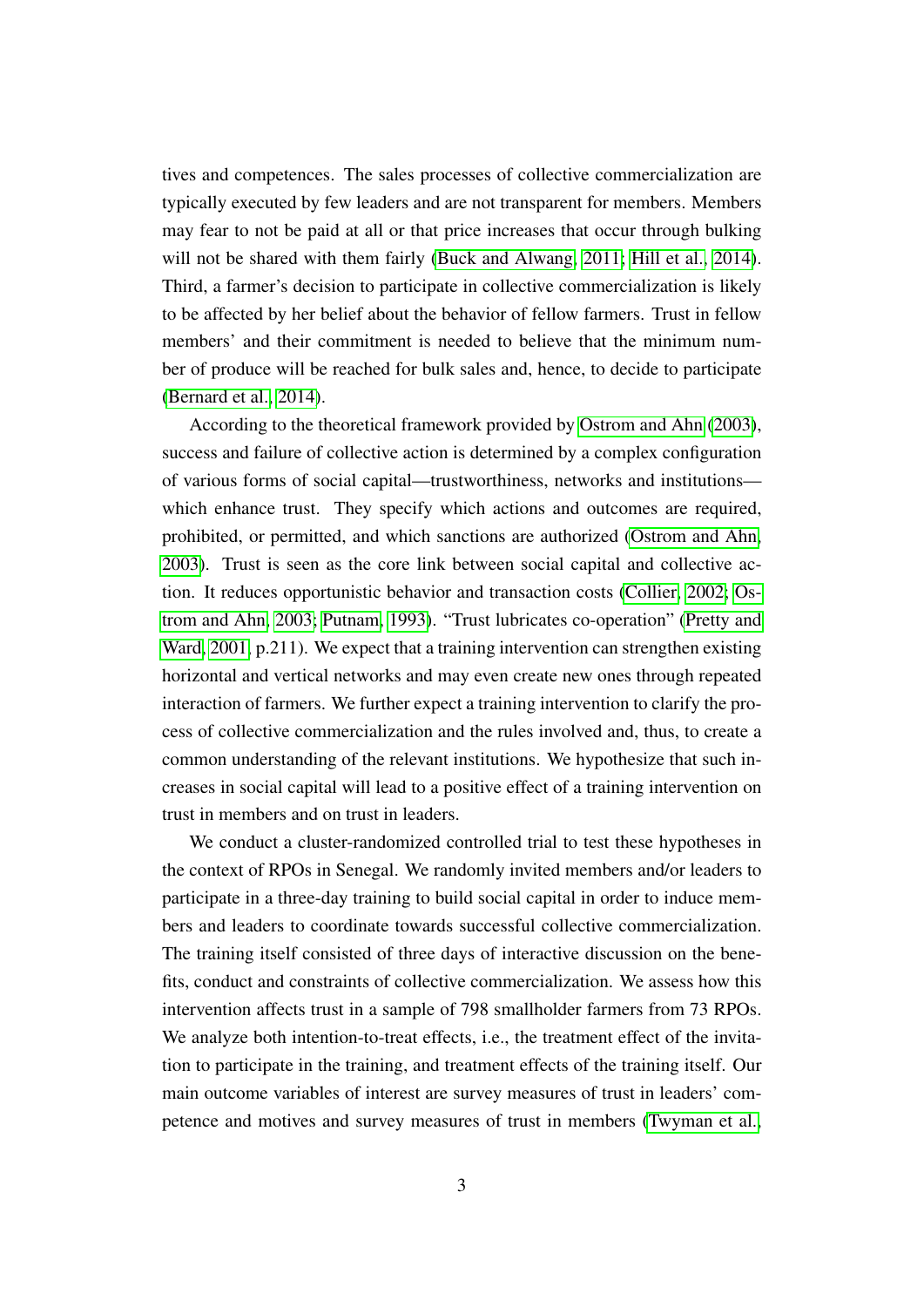tives and competences. The sales processes of collective commercialization are typically executed by few leaders and are not transparent for members. Members may fear to not be paid at all or that price increases that occur through bulking will not be shared with them fairly (Buck and Alwang, 2011; Hill et al., 2014). Third, a farmer's decision to participate in collective commercialization is likely to be affected by her belief about the behavior of fellow farmers. Trust in fellow members' and their commitment is needed to believe that the minimum number of produce will be reached for bulk sales and, hence, to decide to participate (Bernard et al., 2014).

According to the theoretical framework provided by Ostrom and Ahn (2003), success and failure of collective action is determined by a complex configuration of various forms of social capital—trustworthiness, networks and institutions—which enhance trust. They specify which actions and outcomes are required, prohibited, or permitted, and which sanctions are authorized (Ostrom and Ahn, 2003). Trust is seen as the core link between social capital and collective action. It reduces opportunistic behavior and transaction costs (Collier, 2002; Ostrom and Ahn, 2003; Putnam, 1993). "Trust lubricates co-operation" (Pretty and Ward, 2001, p.211). We expect that a training intervention can strengthen existing horizontal and vertical networks and may even create new ones through repeated interaction of farmers. We further expect a training intervention to clarify the process of collective commercialization and the rules involved and, thus, to create a common understanding of the relevant institutions. We hypothesize that such increases in social capital will lead to a positive effect of a training intervention on trust in members and on trust in leaders.

We conduct a cluster-randomized controlled trial to test these hypotheses in the context of RPOs in Senegal. We randomly invited members and/or leaders to participate in a three-day training to build social capital in order to induce members and leaders to coordinate towards successful collective commercialization. The training itself consisted of three days of interactive discussion on the benefits, conduct and constraints of collective commercialization. We assess how this intervention affects trust in a sample of 798 smallholder farmers from 73 RPOs. We analyze both intention-to-treat effects, i.e., the treatment effect of the invitation to participate in the training, and treatment effects of the training itself. Our main outcome variables of interest are survey measures of trust in leaders' competence and motives and survey measures of trust in members (Twyman et al.,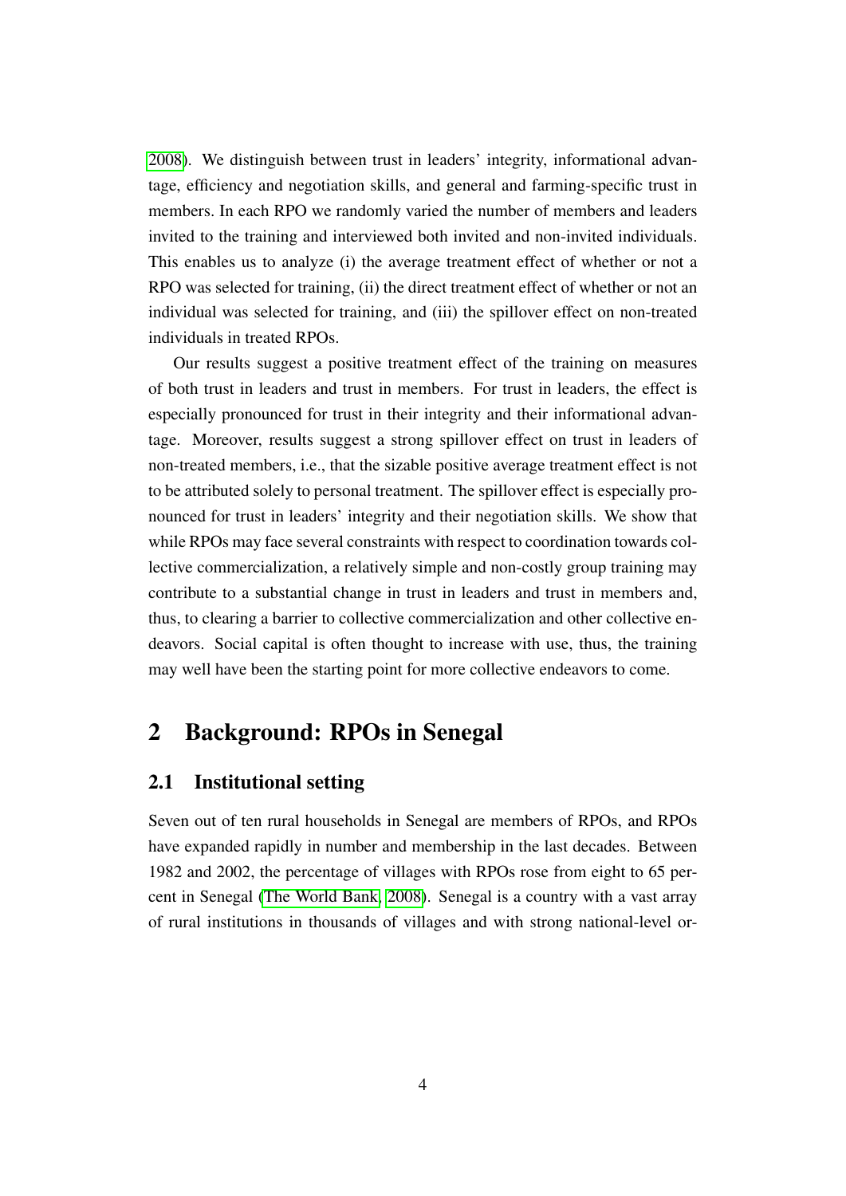2008). We distinguish between trust in leaders' integrity, informational advantage, efficiency and negotiation skills, and general and farming-specific trust in members. In each RPO we randomly varied the number of members and leaders invited to the training and interviewed both invited and non-invited individuals. This enables us to analyze (i) the average treatment effect of whether or not a RPO was selected for training, (ii) the direct treatment effect of whether or not an individual was selected for training, and (iii) the spillover effect on non-treated individuals in treated RPOs.

Our results suggest a positive treatment effect of the training on measures of both trust in leaders and trust in members. For trust in leaders, the effect is especially pronounced for trust in their integrity and their informational advantage. Moreover, results suggest a strong spillover effect on trust in leaders of non-treated members, i.e., that the sizable positive average treatment effect is not to be attributed solely to personal treatment. The spillover effect is especially pronounced for trust in leaders' integrity and their negotiation skills. We show that while RPOs may face several constraints with respect to coordination towards collective commercialization, a relatively simple and non-costly group training may contribute to a substantial change in trust in leaders and trust in members and, thus, to clearing a barrier to collective commercialization and other collective endeavors. Social capital is often thought to increase with use, thus, the training may well have been the starting point for more collective endeavors to come.

## 2 Background: RPOs in Senegal

### 2.1 Institutional setting

Seven out of ten rural households in Senegal are members of RPOs, and RPOs have expanded rapidly in number and membership in the last decades. Between 1982 and 2002, the percentage of villages with RPOs rose from eight to 65 percent in Senegal (The World Bank, 2008). Senegal is a country with a vast array of rural institutions in thousands of villages and with strong national-level or-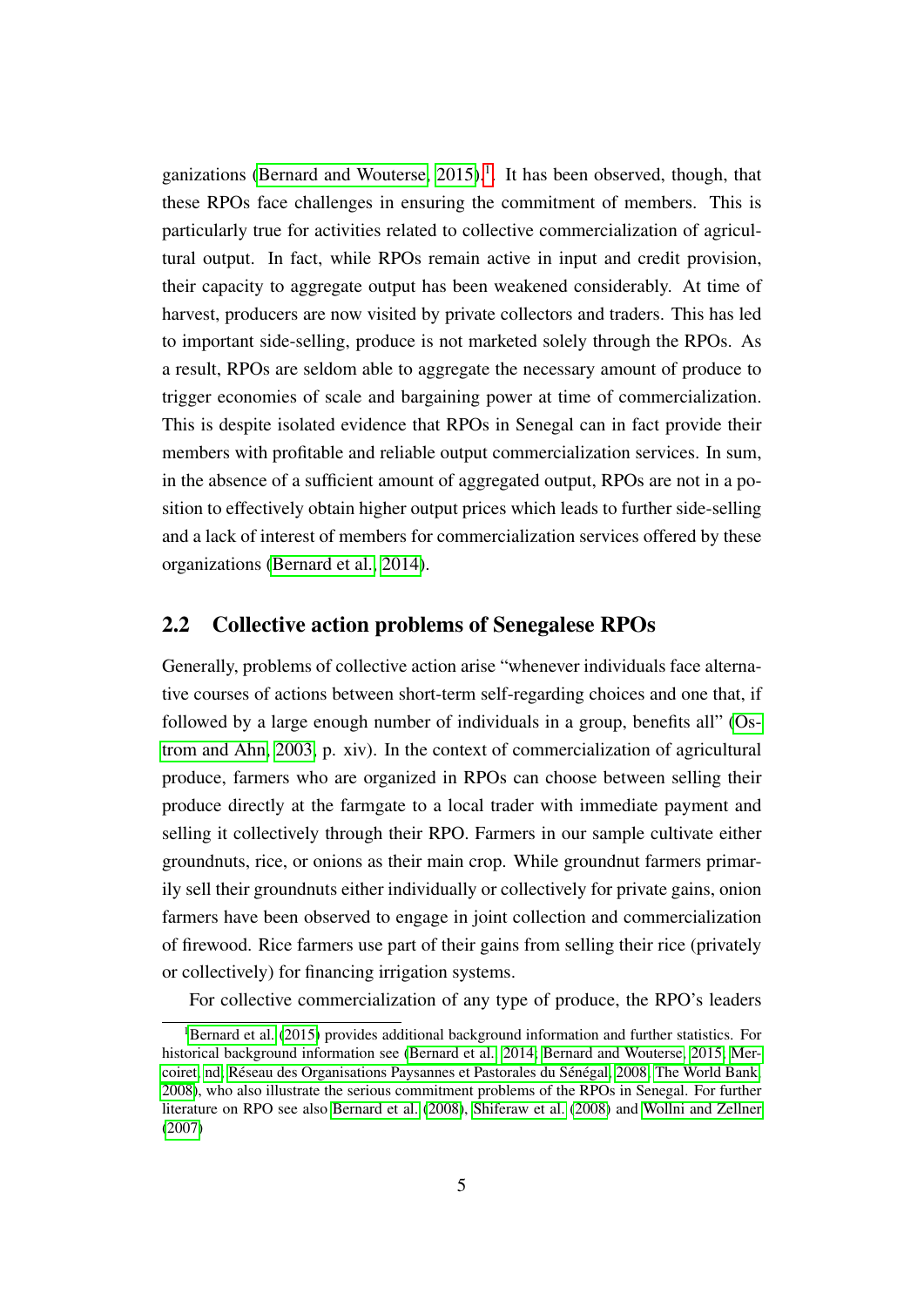ganizations (Bernard and Wouterse, 2015)[1]. It has been observed, though, that these RPOs face challenges in ensuring the commitment of members. This is particularly true for activities related to collective commercialization of agricultural output. In fact, while RPOs remain active in input and credit provision, their capacity to aggregate output has been weakened considerably. At time of harvest, producers are now visited by private collectors and traders. This has led to important side-selling, produce is not marketed solely through the RPOs. As a result, RPOs are seldom able to aggregate the necessary amount of produce to trigger economies of scale and bargaining power at time of commercialization. This is despite isolated evidence that RPOs in Senegal can in fact provide their members with profitable and reliable output commercialization services. In sum, in the absence of a sufficient amount of aggregated output, RPOs are not in a position to effectively obtain higher output prices which leads to further side-selling and a lack of interest of members for commercialization services offered by these organizations (Bernard et al., 2014).

## 2.2 Collective action problems of Senegalese RPOs

Generally, problems of collective action arise "whenever individuals face alternative courses of actions between short-term self-regarding choices and one that, if followed by a large enough number of individuals in a group, benefits all" (Ostrom and Ahn, 2003, p. xiv). In the context of commercialization of agricultural produce, farmers who are organized in RPOs can choose between selling their produce directly at the farmgate to a local trader with immediate payment and selling it collectively through their RPO. Farmers in our sample cultivate either groundnuts, rice, or onions as their main crop. While groundnut farmers primarily sell their groundnuts either individually or collectively for private gains, onion farmers have been observed to engage in joint collection and commercialization of firewood. Rice farmers use part of their gains from selling their rice (privately or collectively) for financing irrigation systems.

For collective commercialization of any type of produce, the RPO's leaders

[1] Bernard et al. (2015) provides additional background information and further statistics. For historical background information see (Bernard et al., 2014; Bernard and Wouterse, 2015; Mercoiret, nd; Réseau des Organisations Paysannes et Pastorales du Sénégal, 2008; The World Bank, 2008), who also illustrate the serious commitment problems of the RPOs in Senegal. For further literature on RPO see also Bernard et al. (2008), Shiferaw et al. (2008) and Wollni and Zellner (2007)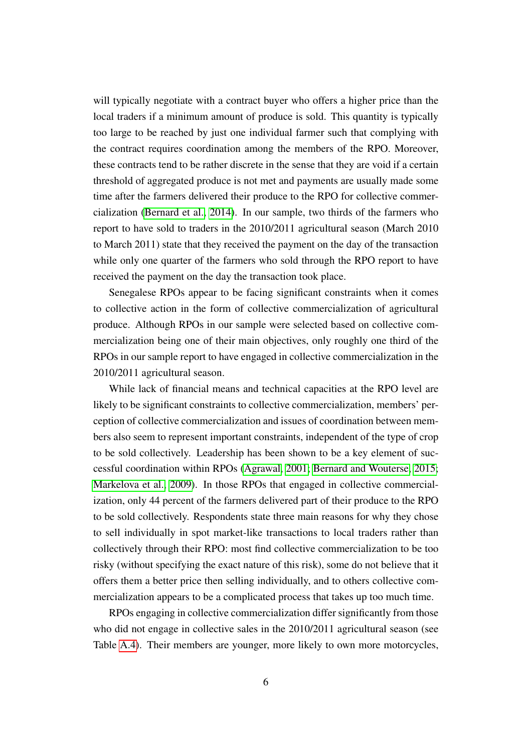will typically negotiate with a contract buyer who offers a higher price than the local traders if a minimum amount of produce is sold. This quantity is typically too large to be reached by just one individual farmer such that complying with the contract requires coordination among the members of the RPO. Moreover, these contracts tend to be rather discrete in the sense that they are void if a certain threshold of aggregated produce is not met and payments are usually made some time after the farmers delivered their produce to the RPO for collective commercialization (Bernard et al., 2014). In our sample, two thirds of the farmers who report to have sold to traders in the 2010/2011 agricultural season (March 2010 to March 2011) state that they received the payment on the day of the transaction while only one quarter of the farmers who sold through the RPO report to have received the payment on the day the transaction took place.

Senegalese RPOs appear to be facing significant constraints when it comes to collective action in the form of collective commercialization of agricultural produce. Although RPOs in our sample were selected based on collective commercialization being one of their main objectives, only roughly one third of the RPOs in our sample report to have engaged in collective commercialization in the 2010/2011 agricultural season.

While lack of financial means and technical capacities at the RPO level are likely to be significant constraints to collective commercialization, members' perception of collective commercialization and issues of coordination between members also seem to represent important constraints, independent of the type of crop to be sold collectively. Leadership has been shown to be a key element of successful coordination within RPOs (Agrawal, 2001; Bernard and Wouterse, 2015; Markelova et al., 2009). In those RPOs that engaged in collective commercialization, only 44 percent of the farmers delivered part of their produce to the RPO to be sold collectively. Respondents state three main reasons for why they chose to sell individually in spot market-like transactions to local traders rather than collectively through their RPO: most find collective commercialization to be too risky (without specifying the exact nature of this risk), some do not believe that it offers them a better price then selling individually, and to others collective commercialization appears to be a complicated process that takes up too much time.

RPOs engaging in collective commercialization differ significantly from those who did not engage in collective sales in the 2010/2011 agricultural season (see Table A.4). Their members are younger, more likely to own more motorcycles,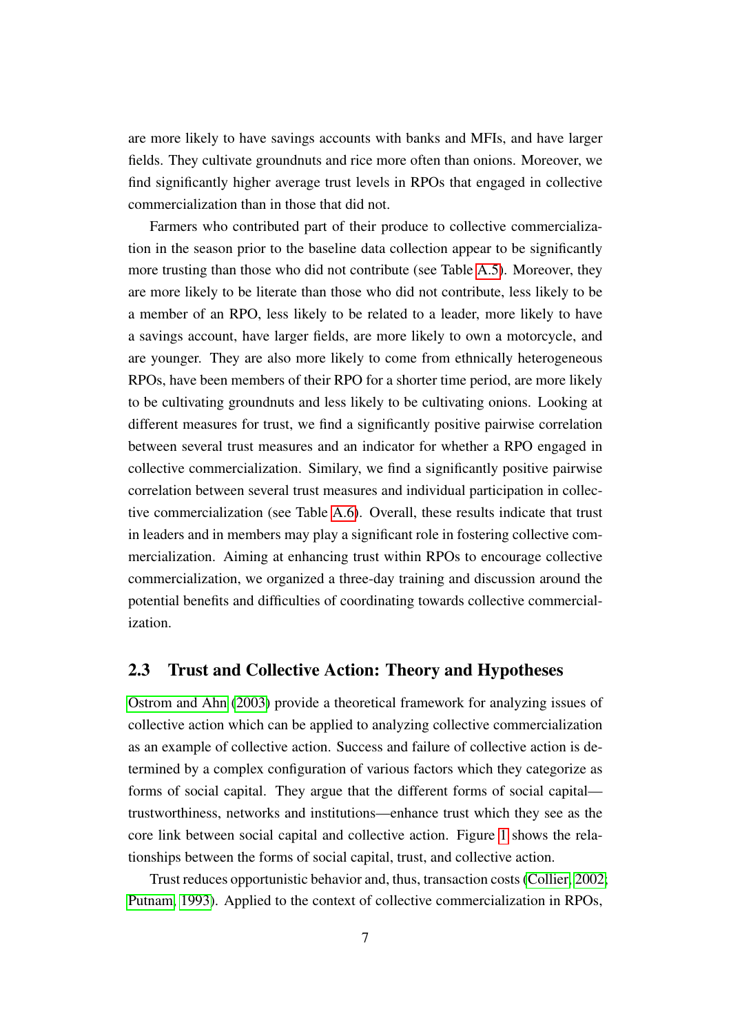are more likely to have savings accounts with banks and MFIs, and have larger fields. They cultivate groundnuts and rice more often than onions. Moreover, we find significantly higher average trust levels in RPOs that engaged in collective commercialization than in those that did not.

Farmers who contributed part of their produce to collective commercialization in the season prior to the baseline data collection appear to be significantly more trusting than those who did not contribute (see Table A.5). Moreover, they are more likely to be literate than those who did not contribute, less likely to be a member of an RPO, less likely to be related to a leader, more likely to have a savings account, have larger fields, are more likely to own a motorcycle, and are younger. They are also more likely to come from ethnically heterogeneous RPOs, have been members of their RPO for a shorter time period, are more likely to be cultivating groundnuts and less likely to be cultivating onions. Looking at different measures for trust, we find a significantly positive pairwise correlation between several trust measures and an indicator for whether a RPO engaged in collective commercialization. Similary, we find a significantly positive pairwise correlation between several trust measures and individual participation in collective commercialization (see Table A.6). Overall, these results indicate that trust in leaders and in members may play a significant role in fostering collective commercialization. Aiming at enhancing trust within RPOs to encourage collective commercialization, we organized a three-day training and discussion around the potential benefits and difficulties of coordinating towards collective commercialization.

## 2.3 Trust and Collective Action: Theory and Hypotheses

Ostrom and Ahn (2003) provide a theoretical framework for analyzing issues of collective action which can be applied to analyzing collective commercialization as an example of collective action. Success and failure of collective action is determined by a complex configuration of various factors which they categorize as forms of social capital. They argue that the different forms of social capital—trustworthiness, networks and institutions—enhance trust which they see as the core link between social capital and collective action. Figure 1 shows the relationships between the forms of social capital, trust, and collective action.

Trust reduces opportunistic behavior and, thus, transaction costs (Collier, 2002; Putnam, 1993). Applied to the context of collective commercialization in RPOs,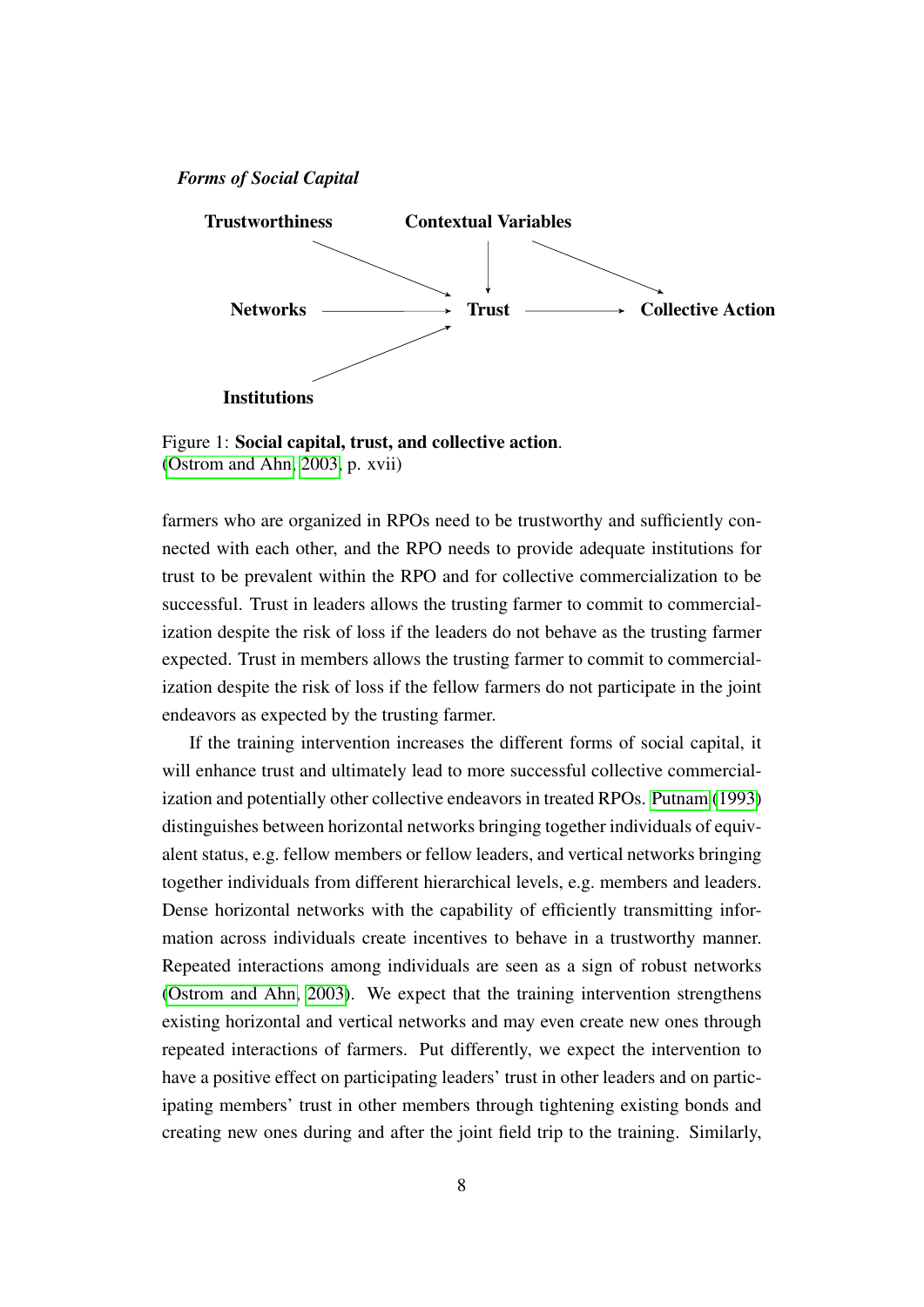*Forms of Social Capital*

Trustworthiness

Contextual Variables

Networks

Trust

Collective Action

Institutions

Figure 1: **Social capital, trust, and collective action**.
(Ostrom and Ahn, 2003, p. xvii)

farmers who are organized in RPOs need to be trustworthy and sufficiently connected with each other, and the RPO needs to provide adequate institutions for trust to be prevalent within the RPO and for collective commercialization to be successful. Trust in leaders allows the trusting farmer to commit to commercialization despite the risk of loss if the leaders do not behave as the trusting farmer expected. Trust in members allows the trusting farmer to commit to commercialization despite the risk of loss if the fellow farmers do not participate in the joint endeavors as expected by the trusting farmer.

If the training intervention increases the different forms of social capital, it will enhance trust and ultimately lead to more successful collective commercialization and potentially other collective endeavors in treated RPOs. Putnam (1993) distinguishes between horizontal networks bringing together individuals of equivalent status, e.g. fellow members or fellow leaders, and vertical networks bringing together individuals from different hierarchical levels, e.g. members and leaders. Dense horizontal networks with the capability of efficiently transmitting information across individuals create incentives to behave in a trustworthy manner. Repeated interactions among individuals are seen as a sign of robust networks (Ostrom and Ahn, 2003). We expect that the training intervention strengthens existing horizontal and vertical networks and may even create new ones through repeated interactions of farmers. Put differently, we expect the intervention to have a positive effect on participating leaders' trust in other leaders and on participating members' trust in other members through tightening existing bonds and creating new ones during and after the joint field trip to the training. Similarly,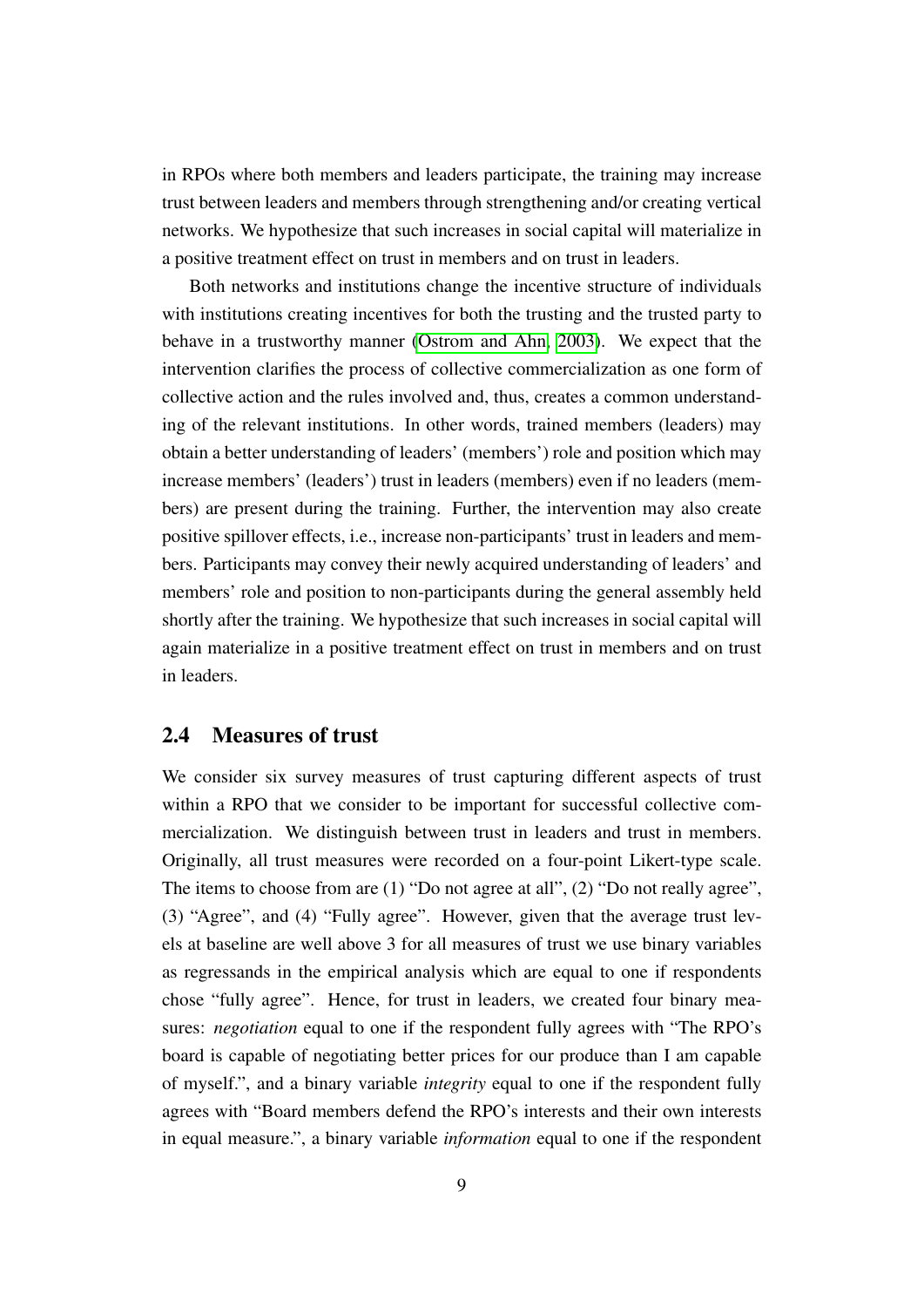in RPOs where both members and leaders participate, the training may increase trust between leaders and members through strengthening and/or creating vertical networks. We hypothesize that such increases in social capital will materialize in a positive treatment effect on trust in members and on trust in leaders.

Both networks and institutions change the incentive structure of individuals with institutions creating incentives for both the trusting and the trusted party to behave in a trustworthy manner (Ostrom and Ahn, 2003). We expect that the intervention clarifies the process of collective commercialization as one form of collective action and the rules involved and, thus, creates a common understanding of the relevant institutions. In other words, trained members (leaders) may obtain a better understanding of leaders' (members') role and position which may increase members' (leaders') trust in leaders (members) even if no leaders (members) are present during the training. Further, the intervention may also create positive spillover effects, i.e., increase non-participants' trust in leaders and members. Participants may convey their newly acquired understanding of leaders' and members' role and position to non-participants during the general assembly held shortly after the training. We hypothesize that such increases in social capital will again materialize in a positive treatment effect on trust in members and on trust in leaders.

## 2.4 Measures of trust

We consider six survey measures of trust capturing different aspects of trust within a RPO that we consider to be important for successful collective commercialization. We distinguish between trust in leaders and trust in members. Originally, all trust measures were recorded on a four-point Likert-type scale. The items to choose from are (1) "Do not agree at all", (2) "Do not really agree", (3) "Agree", and (4) "Fully agree". However, given that the average trust levels at baseline are well above 3 for all measures of trust we use binary variables as regressands in the empirical analysis which are equal to one if respondents chose "fully agree". Hence, for trust in leaders, we created four binary measures: *negotiation* equal to one if the respondent fully agrees with "The RPO's board is capable of negotiating better prices for our produce than I am capable of myself.", and a binary variable *integrity* equal to one if the respondent fully agrees with "Board members defend the RPO's interests and their own interests in equal measure.", a binary variable *information* equal to one if the respondent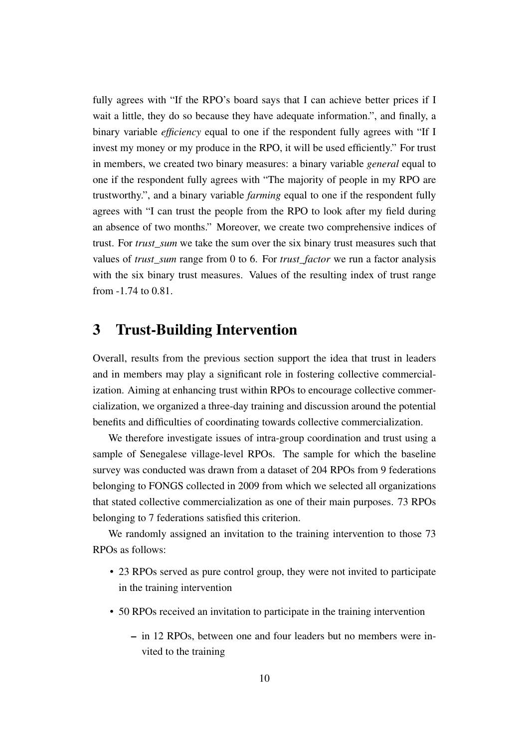fully agrees with "If the RPO's board says that I can achieve better prices if I wait a little, they do so because they have adequate information.", and finally, a binary variable *efficiency* equal to one if the respondent fully agrees with "If I invest my money or my produce in the RPO, it will be used efficiently." For trust in members, we created two binary measures: a binary variable *general* equal to one if the respondent fully agrees with "The majority of people in my RPO are trustworthy.", and a binary variable *farming* equal to one if the respondent fully agrees with "I can trust the people from the RPO to look after my field during an absence of two months." Moreover, we create two comprehensive indices of trust. For *trust_sum* we take the sum over the six binary trust measures such that values of *trust_sum* range from 0 to 6. For *trust_factor* we run a factor analysis with the six binary trust measures. Values of the resulting index of trust range from -1.74 to 0.81.

# 3 Trust-Building Intervention

Overall, results from the previous section support the idea that trust in leaders and in members may play a significant role in fostering collective commercialization. Aiming at enhancing trust within RPOs to encourage collective commercialization, we organized a three-day training and discussion around the potential benefits and difficulties of coordinating towards collective commercialization.

We therefore investigate issues of intra-group coordination and trust using a sample of Senegalese village-level RPOs. The sample for which the baseline survey was conducted was drawn from a dataset of 204 RPOs from 9 federations belonging to FONGS collected in 2009 from which we selected all organizations that stated collective commercialization as one of their main purposes. 73 RPOs belonging to 7 federations satisfied this criterion.

We randomly assigned an invitation to the training intervention to those 73 RPOs as follows:

- 23 RPOs served as pure control group, they were not invited to participate in the training intervention
- 50 RPOs received an invitation to participate in the training intervention
  - in 12 RPOs, between one and four leaders but no members were invited to the training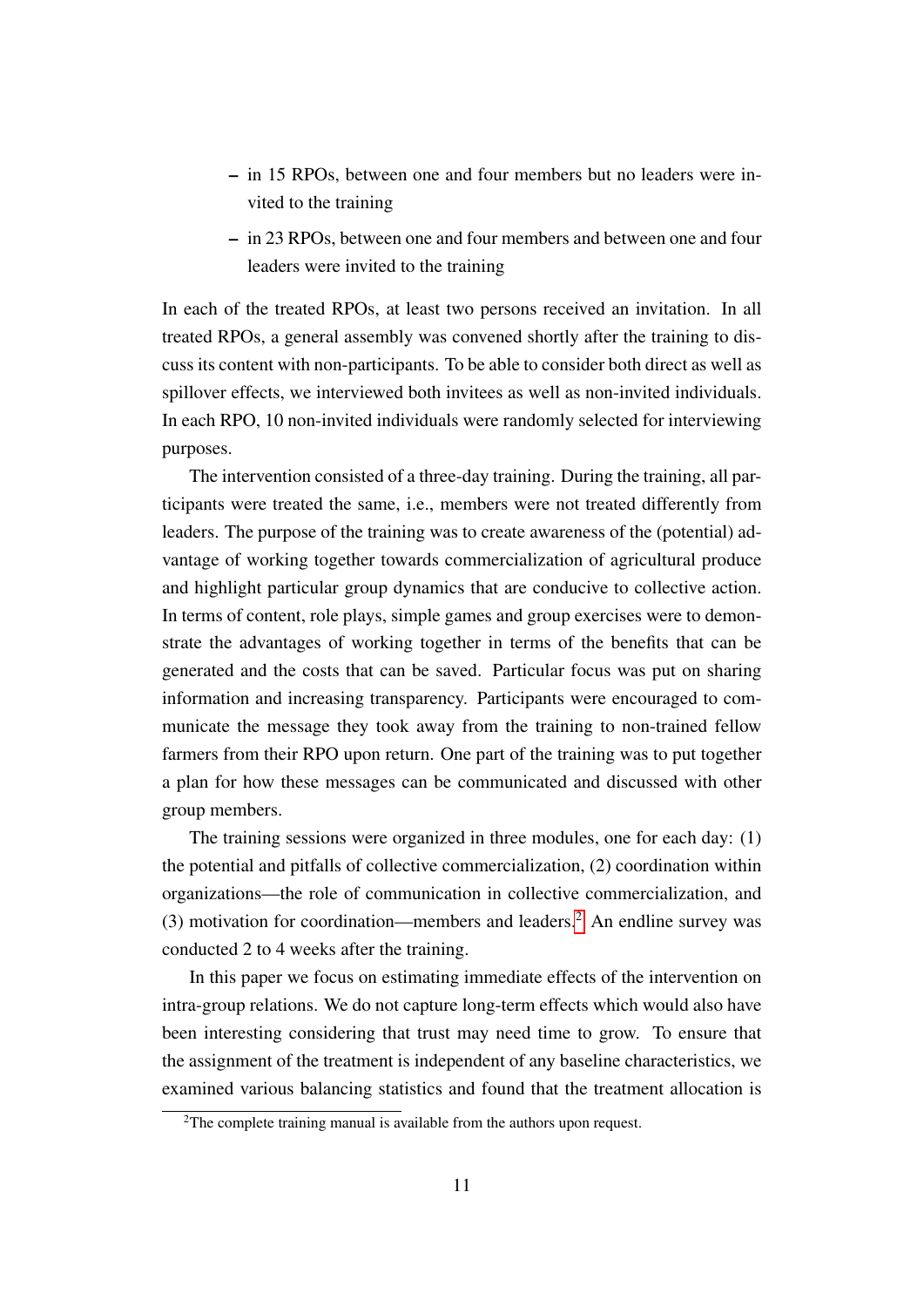- in 15 RPOs, between one and four members but no leaders were invited to the training
- in 23 RPOs, between one and four members and between one and four leaders were invited to the training

In each of the treated RPOs, at least two persons received an invitation. In all treated RPOs, a general assembly was convened shortly after the training to discuss its content with non-participants. To be able to consider both direct as well as spillover effects, we interviewed both invitees as well as non-invited individuals. In each RPO, 10 non-invited individuals were randomly selected for interviewing purposes.

The intervention consisted of a three-day training. During the training, all participants were treated the same, i.e., members were not treated differently from leaders. The purpose of the training was to create awareness of the (potential) advantage of working together towards commercialization of agricultural produce and highlight particular group dynamics that are conducive to collective action. In terms of content, role plays, simple games and group exercises were to demonstrate the advantages of working together in terms of the benefits that can be generated and the costs that can be saved. Particular focus was put on sharing information and increasing transparency. Participants were encouraged to communicate the message they took away from the training to non-trained fellow farmers from their RPO upon return. One part of the training was to put together a plan for how these messages can be communicated and discussed with other group members.

The training sessions were organized in three modules, one for each day: (1) the potential and pitfalls of collective commercialization, (2) coordination within organizations—the role of communication in collective commercialization, and (3) motivation for coordination—members and leaders.[2] An endline survey was conducted 2 to 4 weeks after the training.

In this paper we focus on estimating immediate effects of the intervention on intra-group relations. We do not capture long-term effects which would also have been interesting considering that trust may need time to grow. To ensure that the assignment of the treatment is independent of any baseline characteristics, we examined various balancing statistics and found that the treatment allocation is

[2]The complete training manual is available from the authors upon request.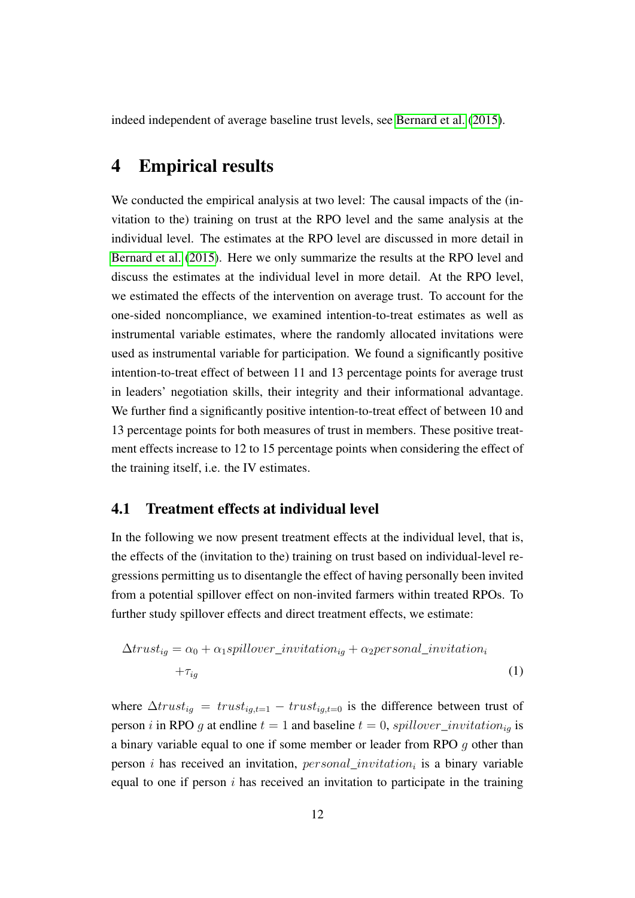indeed independent of average baseline trust levels, see Bernard et al. (2015).

# 4 Empirical results

We conducted the empirical analysis at two level: The causal impacts of the (invitation to the) training on trust at the RPO level and the same analysis at the individual level. The estimates at the RPO level are discussed in more detail in Bernard et al. (2015). Here we only summarize the results at the RPO level and discuss the estimates at the individual level in more detail. At the RPO level, we estimated the effects of the intervention on average trust. To account for the one-sided noncompliance, we examined intention-to-treat estimates as well as instrumental variable estimates, where the randomly allocated invitations were used as instrumental variable for participation. We found a significantly positive intention-to-treat effect of between 11 and 13 percentage points for average trust in leaders' negotiation skills, their integrity and their informational advantage. We further find a significantly positive intention-to-treat effect of between 10 and 13 percentage points for both measures of trust in members. These positive treatment effects increase to 12 to 15 percentage points when considering the effect of the training itself, i.e. the IV estimates.

## 4.1 Treatment effects at individual level

In the following we now present treatment effects at the individual level, that is, the effects of the (invitation to the) training on trust based on individual-level regressions permitting us to disentangle the effect of having personally been invited from a potential spillover effect on non-invited farmers within treated RPOs. To further study spillover effects and direct treatment effects, we estimate:

$$\Delta trust_{ig} = \alpha_0 + \alpha_1 spillover\_invitation_{ig} + \alpha_2 personal\_invitation_i + \tau_{ig} \qquad (1)$$

where $\Delta trust_{ig} = trust_{ig,t=1} - trust_{ig,t=0}$ is the difference between trust of person $i$ in RPO $g$ at endline $t = 1$ and baseline $t = 0$, $spillover\_invitation_{ig}$ is a binary variable equal to one if some member or leader from RPO $g$ other than person $i$ has received an invitation, $personal\_invitation_i$ is a binary variable equal to one if person $i$ has received an invitation to participate in the training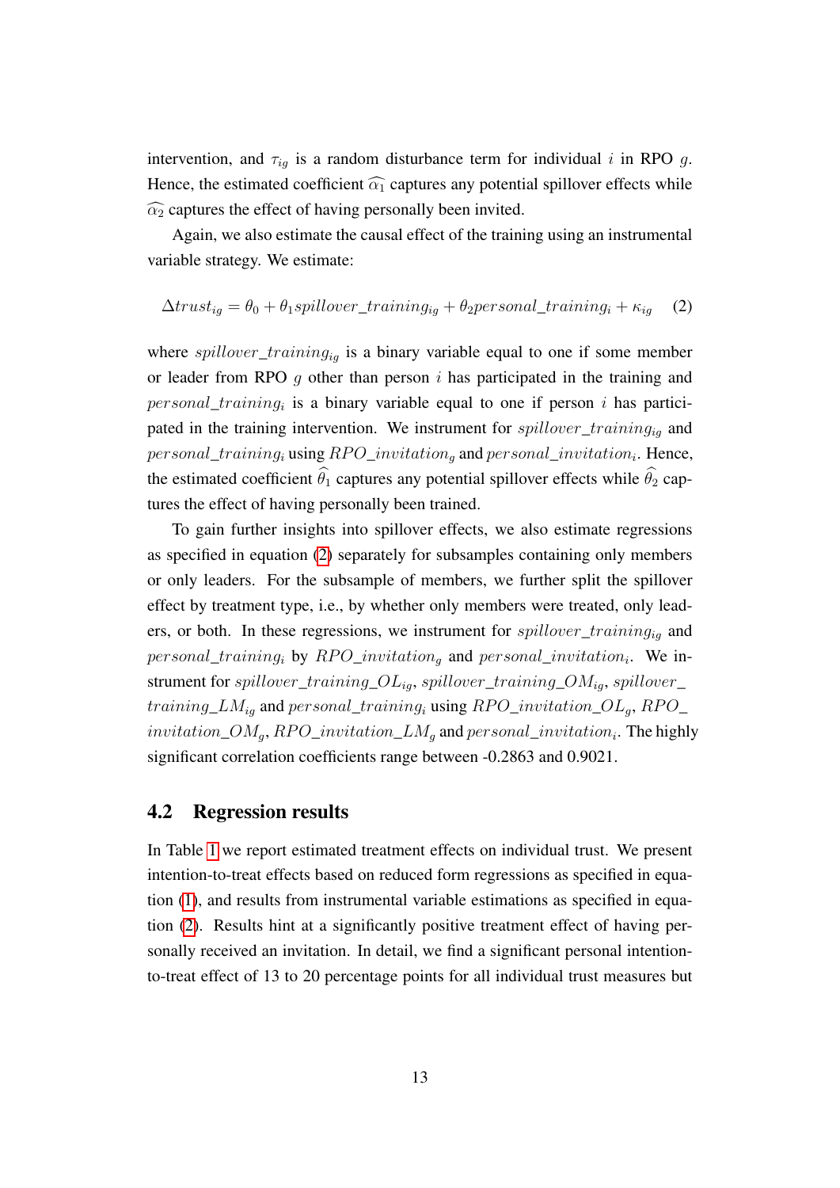intervention, and $\tau_{ig}$ is a random disturbance term for individual $i$ in RPO $g$. Hence, the estimated coefficient $\widehat{\alpha_1}$ captures any potential spillover effects while $\widehat{\alpha_2}$ captures the effect of having personally been invited.

Again, we also estimate the causal effect of the training using an instrumental variable strategy. We estimate:

$$\Delta trust_{ig} = \theta_0 + \theta_1 spillover\_training_{ig} + \theta_2 personal\_training_i + \kappa_{ig} \quad (2)$$

where $spillover\_training_{ig}$ is a binary variable equal to one if some member or leader from RPO $g$ other than person $i$ has participated in the training and $personal\_training_i$ is a binary variable equal to one if person $i$ has participated in the training intervention. We instrument for $spillover\_training_{ig}$ and $personal\_training_i$ using $RPO\_invitation_g$ and $personal\_invitation_i$. Hence, the estimated coefficient $\widehat{\theta}_1$ captures any potential spillover effects while $\widehat{\theta}_2$ captures the effect of having personally been trained.

To gain further insights into spillover effects, we also estimate regressions as specified in equation (2) separately for subsamples containing only members or only leaders. For the subsample of members, we further split the spillover effect by treatment type, i.e., by whether only members were treated, only leaders, or both. In these regressions, we instrument for $spillover\_training_{ig}$ and $personal\_training_i$ by $RPO\_invitation_g$ and $personal\_invitation_i$. We instrument for $spillover\_training\_OL_{ig}$, $spillover\_training\_OM_{ig}$, $spillover\_training\_LM_{ig}$ and $personal\_training_i$ using $RPO\_invitation\_OL_g$, $RPO\_invitation\_OM_g$, $RPO\_invitation\_LM_g$ and $personal\_invitation_i$. The highly significant correlation coefficients range between -0.2863 and 0.9021.

## 4.2 Regression results

In Table 1 we report estimated treatment effects on individual trust. We present intention-to-treat effects based on reduced form regressions as specified in equation (1), and results from instrumental variable estimations as specified in equation (2). Results hint at a significantly positive treatment effect of having personally received an invitation. In detail, we find a significant personal intention-to-treat effect of 13 to 20 percentage points for all individual trust measures but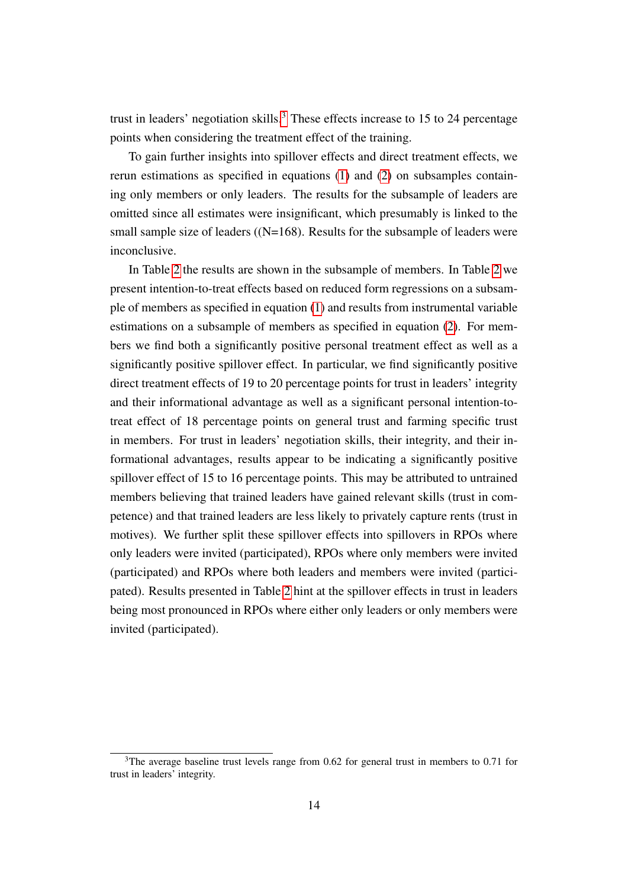trust in leaders' negotiation skills.[3] These effects increase to 15 to 24 percentage points when considering the treatment effect of the training.

To gain further insights into spillover effects and direct treatment effects, we rerun estimations as specified in equations (1) and (2) on subsamples containing only members or only leaders. The results for the subsample of leaders are omitted since all estimates were insignificant, which presumably is linked to the small sample size of leaders ((N=168). Results for the subsample of leaders were inconclusive.

In Table 2 the results are shown in the subsample of members. In Table 2 we present intention-to-treat effects based on reduced form regressions on a subsample of members as specified in equation (1) and results from instrumental variable estimations on a subsample of members as specified in equation (2). For members we find both a significantly positive personal treatment effect as well as a significantly positive spillover effect. In particular, we find significantly positive direct treatment effects of 19 to 20 percentage points for trust in leaders' integrity and their informational advantage as well as a significant personal intention-to-treat effect of 18 percentage points on general trust and farming specific trust in members. For trust in leaders' negotiation skills, their integrity, and their informational advantages, results appear to be indicating a significantly positive spillover effect of 15 to 16 percentage points. This may be attributed to untrained members believing that trained leaders have gained relevant skills (trust in competence) and that trained leaders are less likely to privately capture rents (trust in motives). We further split these spillover effects into spillovers in RPOs where only leaders were invited (participated), RPOs where only members were invited (participated) and RPOs where both leaders and members were invited (participated). Results presented in Table 2 hint at the spillover effects in trust in leaders being most pronounced in RPOs where either only leaders or only members were invited (participated).

[3]The average baseline trust levels range from 0.62 for general trust in members to 0.71 for trust in leaders' integrity.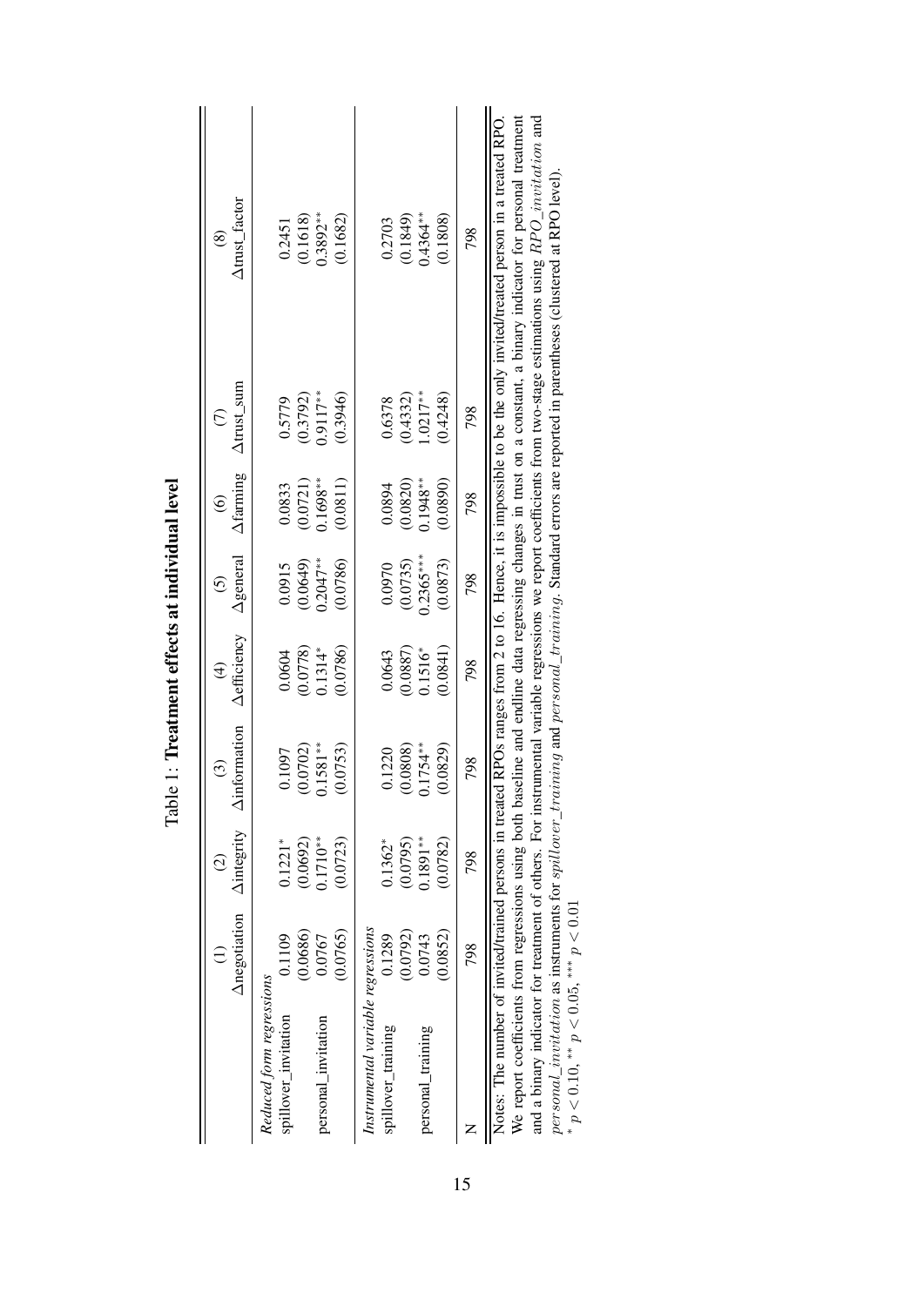Table 1: **Treatment effects at individual level**

| | (1) | (2) | (3) | (4) | (5) | (6) | (7) | (8) |
|---|---|---|---|---|---|---|---|---|
| | Δnegotiation | Δintegrity | Δinformation | Δefficiency | Δgeneral | Δfarming | Δtrust_sum | Δtrust_factor |
| *Reduced form regressions* | | | | | | | | |
| spillover_invitation | 0.1109 | 0.1221* | 0.1097 | 0.0604 | 0.0915 | 0.0833 | 0.5779 | 0.2451 |
| | (0.0686) | (0.0692) | (0.0702) | (0.0778) | (0.0649) | (0.0721) | (0.3792) | (0.1618) |
| personal_invitation | 0.0767 | 0.1710** | 0.1581** | 0.1314* | 0.2047** | 0.1698** | 0.9117** | 0.3892** |
| | (0.0765) | (0.0723) | (0.0753) | (0.0786) | (0.0786) | (0.0811) | (0.3946) | (0.1682) |
| *Instrumental variable regressions* | | | | | | | | |
| spillover_training | 0.1289 | 0.1362* | 0.1220 | 0.0643 | 0.0970 | 0.0894 | 0.6378 | 0.2703 |
| | (0.0792) | (0.0795) | (0.0808) | (0.0887) | (0.0735) | (0.0820) | (0.4332) | (0.1849) |
| personal_training | 0.0743 | 0.1891** | 0.1754** | 0.1516* | 0.2365*** | 0.1948** | 1.0217** | 0.4364** |
| | (0.0852) | (0.0782) | (0.0829) | (0.0841) | (0.0873) | (0.0890) | (0.4248) | (0.1808) |
| N | 798 | 798 | 798 | 798 | 798 | 798 | 798 | 798 |

Notes: The number of invited/trained persons in treated RPOs ranges from 2 to 16. Hence, it is impossible to be the only invited/treated person in a treated RPO. We report coefficients from regressions using both baseline and endline data regressing changes in trust on a constant, a binary indicator for personal treatment and a binary indicator for treatment of others. For instrumental variable regressions we report coefficients from two-stage estimations using $RPO\_invitation$ and $personal\_invitation$ as instruments for $spillover\_training$ and $personal\_training$. Standard errors are reported in parentheses (clustered at RPO level).
\* $p < 0.10$, \*\* $p < 0.05$, \*\*\* $p < 0.01$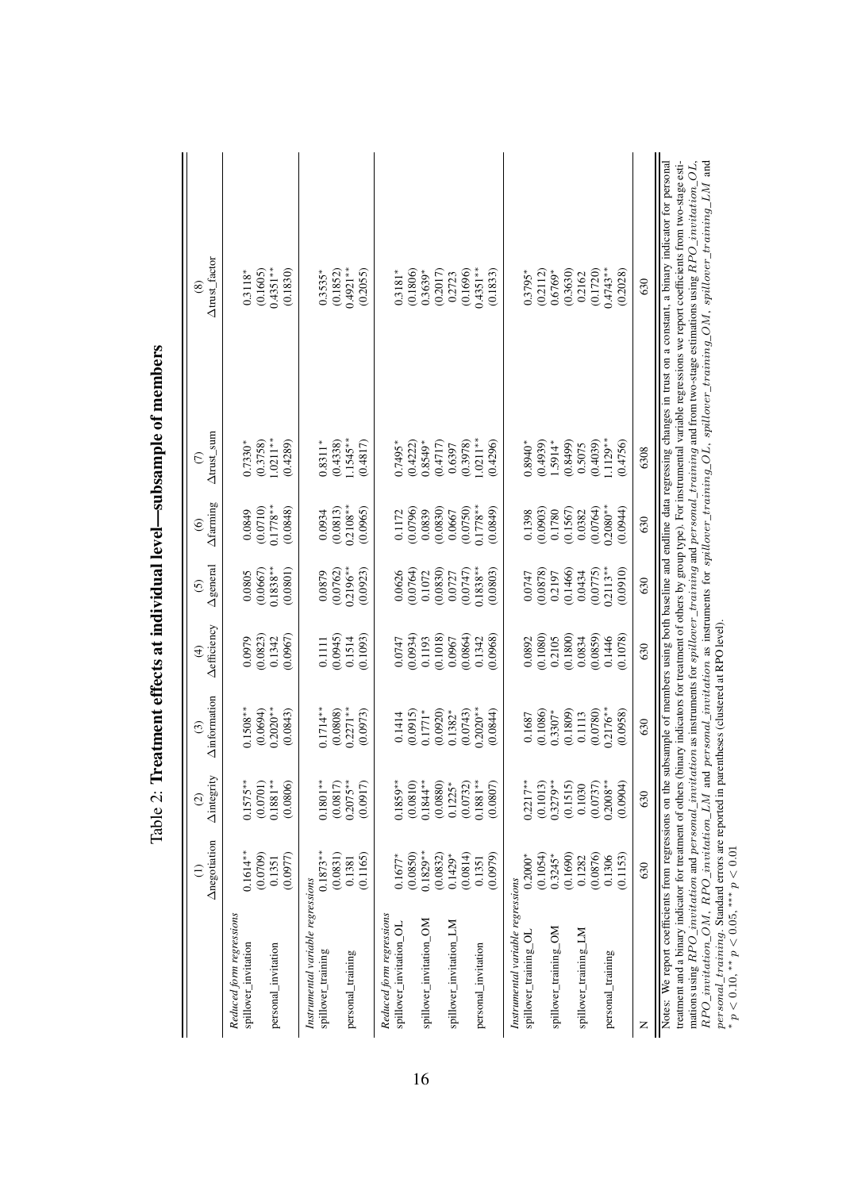Table 2: **Treatment effects at individual level—subsample of members**

| | (1) Δnegotiation | (2) Δintegrity | (3) Δinformation | (4) Δefficiency | (5) Δgeneral | (6) Δfarming | (7) Δtrust_sum | (8) Δtrust_factor |
|---|---|---|---|---|---|---|---|---|
| *Reduced form regressions* | | | | | | | | |
| spillover_invitation | 0.1614** | 0.1575** | 0.1508** | 0.0979 | 0.0805 | 0.0849 | 0.7330* | 0.3118* |
| | (0.0709) | (0.0701) | (0.0694) | (0.0823) | (0.0667) | (0.0710) | (0.3758) | (0.1605) |
| personal_invitation | 0.1351 | 0.1881** | 0.2020** | 0.1342 | 0.1838** | 0.1778** | 1.0211** | 0.4351** |
| | (0.0977) | (0.0806) | (0.0843) | (0.0967) | (0.0801) | (0.0848) | (0.4289) | (0.1830) |
| *Instrumental variable regressions* | | | | | | | | |
| spillover_training | 0.1873** | 0.1801** | 0.1714** | 0.1111 | 0.0879 | 0.0934 | 0.8311* | 0.3535* |
| | (0.0831) | (0.0817) | (0.0808) | (0.0945) | (0.0762) | (0.0813) | (0.4338) | (0.1852) |
| personal_training | 0.1381 | 0.2075** | 0.2271** | 0.1514 | 0.2196** | 0.2108** | 1.1545** | 0.4921** |
| | (0.1165) | (0.0917) | (0.0973) | (0.1093) | (0.0923) | (0.0965) | (0.4817) | (0.2055) |
| *Reduced form regressions* | | | | | | | | |
| spillover_invitation_OL | 0.1677* | 0.1859** | 0.1414 | 0.0747 | 0.0626 | 0.1172 | 0.7495* | 0.3181* |
| | (0.0850) | (0.0810) | (0.0915) | (0.0934) | (0.0764) | (0.0796) | (0.4222) | (0.1806) |
| spillover_invitation_OM | 0.1829** | 0.1844** | 0.1771* | 0.1193 | 0.1072 | 0.0839 | 0.8549* | 0.3639* |
| | (0.0832) | (0.0880) | (0.0920) | (0.1018) | (0.0830) | (0.0830) | (0.4717) | (0.2017) |
| spillover_invitation_LM | 0.1429* | 0.1225* | 0.1382* | 0.0967 | 0.0727 | 0.0667 | 0.6397 | 0.2723 |
| | (0.0814) | (0.0732) | (0.0743) | (0.0864) | (0.0747) | (0.0750) | (0.3978) | (0.1696) |
| personal_invitation | 0.1351 | 0.1881** | 0.2020** | 0.1342 | 0.1838** | 0.1778** | 1.0211** | 0.4351** |
| | (0.0979) | (0.0807) | (0.0844) | (0.0968) | (0.0803) | (0.0849) | (0.4296) | (0.1833) |
| *Instrumental variable regressions* | | | | | | | | |
| spillover_training_OL | 0.2000* | 0.2217** | 0.1687 | 0.0892 | 0.0747 | 0.1398 | 0.8940* | 0.3795* |
| | (0.1054) | (0.1013) | (0.1086) | (0.1080) | (0.0878) | (0.0903) | (0.4939) | (0.2112) |
| spillover_training_OM | 0.3245* | 0.3279** | 0.3307* | 0.2105 | 0.2197 | 0.1780 | 1.5914* | 0.6769* |
| | (0.1690) | (0.1515) | (0.1809) | (0.1800) | (0.1466) | (0.1567) | (0.8499) | (0.3630) |
| spillover_training_LM | 0.1282 | 0.1030 | 0.1113 | 0.0834 | 0.0434 | 0.0382 | 0.5075 | 0.2162 |
| | (0.0876) | (0.0737) | (0.0780) | (0.0859) | (0.0775) | (0.0764) | (0.4039) | (0.1720) |
| personal_training | 0.1306 | 0.2008** | 0.2176** | 0.1446 | 0.2113** | 0.2080** | 1.1129** | 0.4743** |
| | (0.1153) | (0.0904) | (0.0958) | (0.1078) | (0.0910) | (0.0944) | (0.4756) | (0.2028) |
| N | 630 | 630 | 630 | 630 | 630 | 630 | 6308 | 630 |

Notes: We report coefficients from regressions on the subsample of members using both baseline and endline data regressing changes in trust on a constant, a binary indicator for personal treatment and a binary indicator for treatment of others (binary indicators for treatment of others by group type). For instrumental variable regressions we report coefficients from two-stage estimations using $RPO\_invitation$ and $personal\_invitation$ as instruments for $spillover\_training$ and $personal\_training$ and from two-stage estimations using $RPO\_invitation\_OL$, $RPO\_invitation\_OM$, $RPO\_invitation\_LM$ and $personal\_invitation$ as instruments for $spillover\_training\_OL$, $spillover\_training\_OM$, $spillover\_training\_LM$ and $personal\_training$. Standard errors are reported in parentheses (clustered at RPO level).
* $p < 0.10$, ** $p < 0.05$, *** $p < 0.01$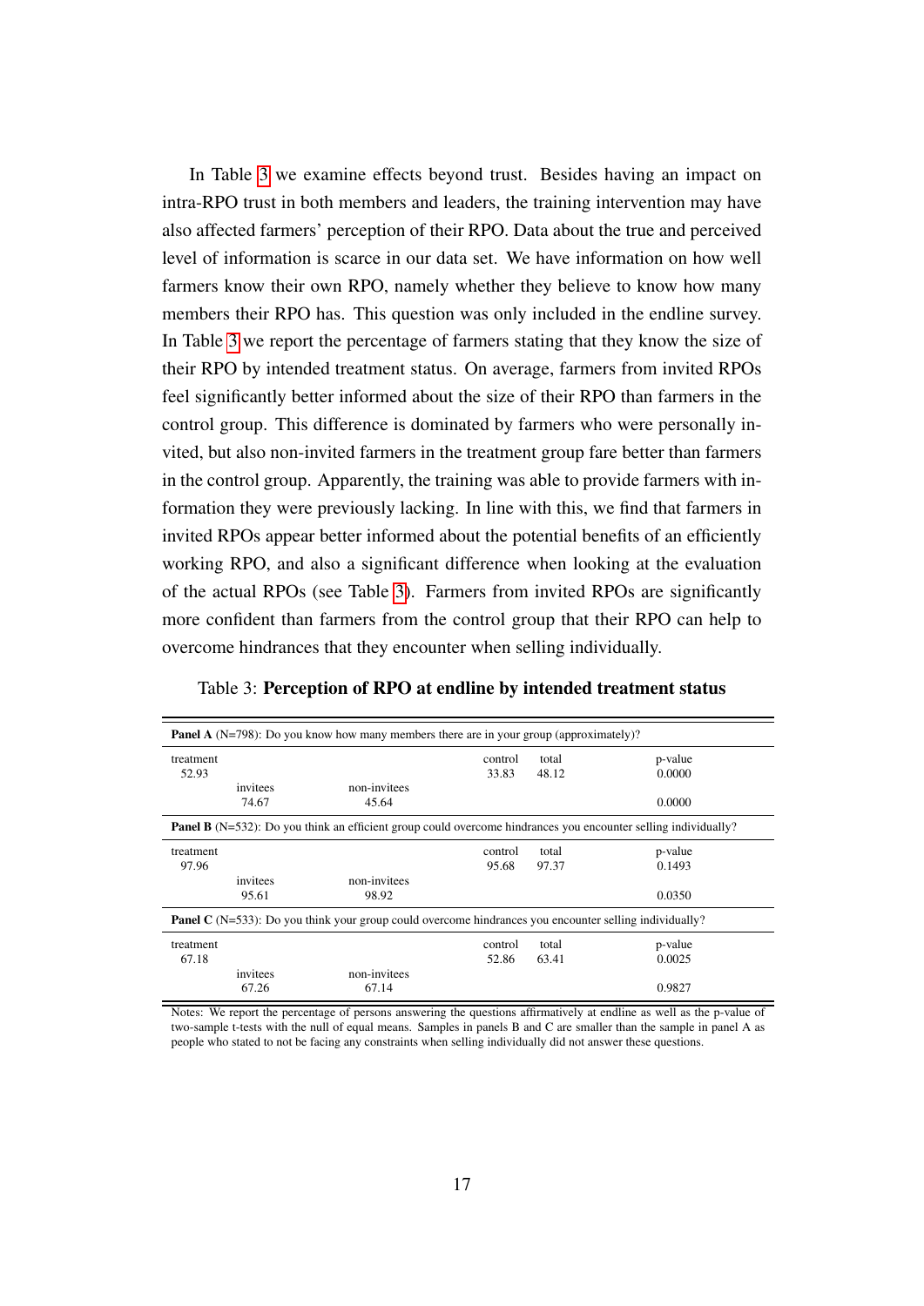In Table 3 we examine effects beyond trust. Besides having an impact on intra-RPO trust in both members and leaders, the training intervention may have also affected farmers' perception of their RPO. Data about the true and perceived level of information is scarce in our data set. We have information on how well farmers know their own RPO, namely whether they believe to know how many members their RPO has. This question was only included in the endline survey. In Table 3 we report the percentage of farmers stating that they know the size of their RPO by intended treatment status. On average, farmers from invited RPOs feel significantly better informed about the size of their RPO than farmers in the control group. This difference is dominated by farmers who were personally invited, but also non-invited farmers in the treatment group fare better than farmers in the control group. Apparently, the training was able to provide farmers with information they were previously lacking. In line with this, we find that farmers in invited RPOs appear better informed about the potential benefits of an efficiently working RPO, and also a significant difference when looking at the evaluation of the actual RPOs (see Table 3). Farmers from invited RPOs are significantly more confident than farmers from the control group that their RPO can help to overcome hindrances that they encounter when selling individually.

Table 3: **Perception of RPO at endline by intended treatment status**

| | | | | | |
|---|---|---|---|---|---|
| **Panel A** (N=798): Do you know how many members there are in your group (approximately)? | | | | | |
| treatment | | | control | total | p-value |
| 52.93 | | | 33.83 | 48.12 | 0.0000 |
| | invitees | non-invitees | | | |
| | 74.67 | 45.64 | | | 0.0000 |
| **Panel B** (N=532): Do you think an efficient group could overcome hindrances you encounter selling individually? | | | | | |
| treatment | | | control | total | p-value |
| 97.96 | | | 95.68 | 97.37 | 0.1493 |
| | invitees | non-invitees | | | |
| | 95.61 | 98.92 | | | 0.0350 |
| **Panel C** (N=533): Do you think your group could overcome hindrances you encounter selling individually? | | | | | |
| treatment | | | control | total | p-value |
| 67.18 | | | 52.86 | 63.41 | 0.0025 |
| | invitees | non-invitees | | | |
| | 67.26 | 67.14 | | | 0.9827 |

Notes: We report the percentage of persons answering the questions affirmatively at endline as well as the p-value of two-sample t-tests with the null of equal means. Samples in panels B and C are smaller than the sample in panel A as people who stated to not be facing any constraints when selling individually did not answer these questions.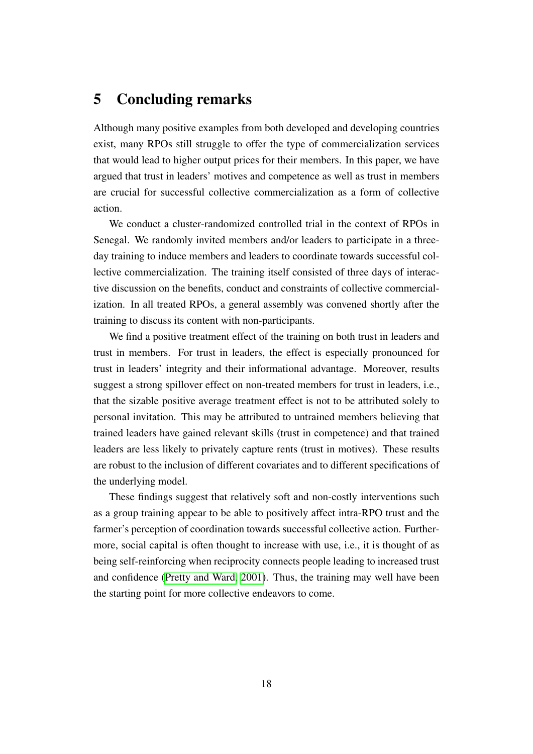# 5 Concluding remarks

Although many positive examples from both developed and developing countries exist, many RPOs still struggle to offer the type of commercialization services that would lead to higher output prices for their members. In this paper, we have argued that trust in leaders' motives and competence as well as trust in members are crucial for successful collective commercialization as a form of collective action.

We conduct a cluster-randomized controlled trial in the context of RPOs in Senegal. We randomly invited members and/or leaders to participate in a three-day training to induce members and leaders to coordinate towards successful collective commercialization. The training itself consisted of three days of interactive discussion on the benefits, conduct and constraints of collective commercialization. In all treated RPOs, a general assembly was convened shortly after the training to discuss its content with non-participants.

We find a positive treatment effect of the training on both trust in leaders and trust in members. For trust in leaders, the effect is especially pronounced for trust in leaders' integrity and their informational advantage. Moreover, results suggest a strong spillover effect on non-treated members for trust in leaders, i.e., that the sizable positive average treatment effect is not to be attributed solely to personal invitation. This may be attributed to untrained members believing that trained leaders have gained relevant skills (trust in competence) and that trained leaders are less likely to privately capture rents (trust in motives). These results are robust to the inclusion of different covariates and to different specifications of the underlying model.

These findings suggest that relatively soft and non-costly interventions such as a group training appear to be able to positively affect intra-RPO trust and the farmer's perception of coordination towards successful collective action. Furthermore, social capital is often thought to increase with use, i.e., it is thought of as being self-reinforcing when reciprocity connects people leading to increased trust and confidence (Pretty and Ward, 2001). Thus, the training may well have been the starting point for more collective endeavors to come.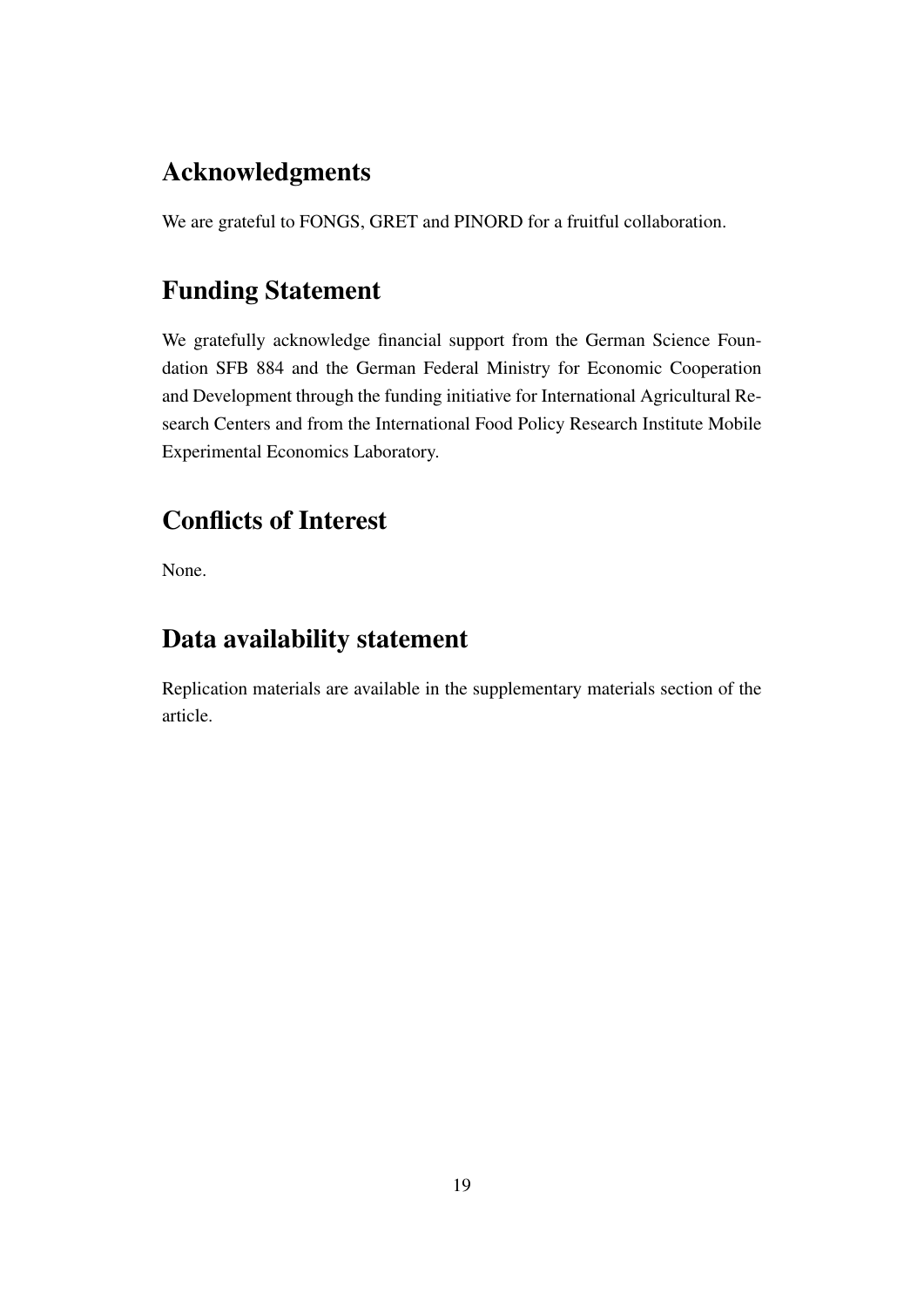## Acknowledgments

We are grateful to FONGS, GRET and PINORD for a fruitful collaboration.

## Funding Statement

We gratefully acknowledge financial support from the German Science Foundation SFB 884 and the German Federal Ministry for Economic Cooperation and Development through the funding initiative for International Agricultural Research Centers and from the International Food Policy Research Institute Mobile Experimental Economics Laboratory.

## Conflicts of Interest

None.

## Data availability statement

Replication materials are available in the supplementary materials section of the article.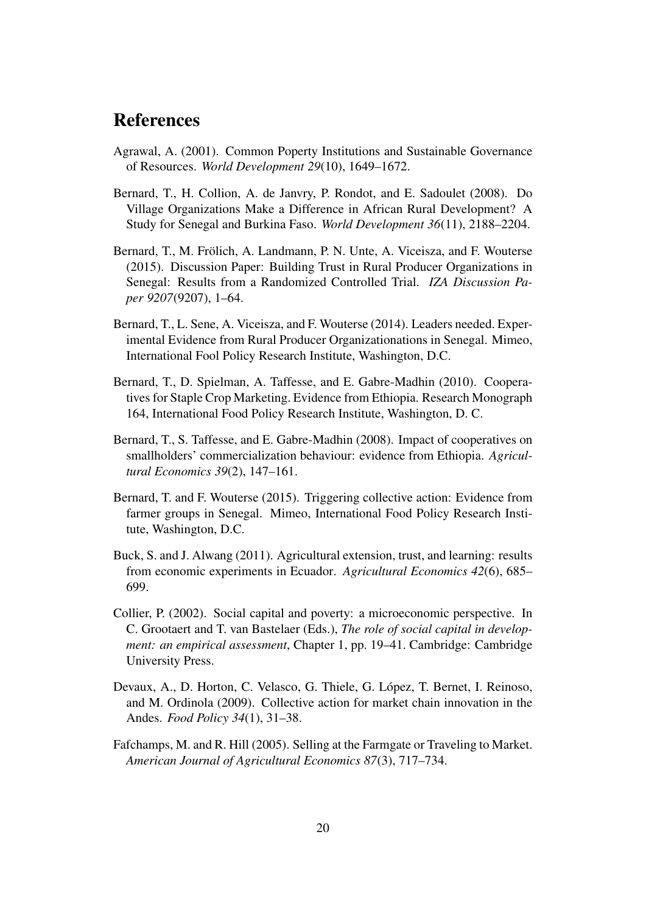# References

Agrawal, A. (2001). Common Poperty Institutions and Sustainable Governance of Resources. *World Development 29*(10), 1649–1672.

Bernard, T., H. Collion, A. de Janvry, P. Rondot, and E. Sadoulet (2008). Do Village Organizations Make a Difference in African Rural Development? A Study for Senegal and Burkina Faso. *World Development 36*(11), 2188–2204.

Bernard, T., M. Frölich, A. Landmann, P. N. Unte, A. Viceisza, and F. Wouterse (2015). Discussion Paper: Building Trust in Rural Producer Organizations in Senegal: Results from a Randomized Controlled Trial. *IZA Discussion Paper 9207*(9207), 1–64.

Bernard, T., L. Sene, A. Viceisza, and F. Wouterse (2014). Leaders needed. Experimental Evidence from Rural Producer Organizationations in Senegal. Mimeo, International Fool Policy Research Institute, Washington, D.C.

Bernard, T., D. Spielman, A. Taffesse, and E. Gabre-Madhin (2010). Cooperatives for Staple Crop Marketing. Evidence from Ethiopia. Research Monograph 164, International Food Policy Research Institute, Washington, D. C.

Bernard, T., S. Taffesse, and E. Gabre-Madhin (2008). Impact of cooperatives on smallholders' commercialization behaviour: evidence from Ethiopia. *Agricultural Economics 39*(2), 147–161.

Bernard, T. and F. Wouterse (2015). Triggering collective action: Evidence from farmer groups in Senegal. Mimeo, International Food Policy Research Institute, Washington, D.C.

Buck, S. and J. Alwang (2011). Agricultural extension, trust, and learning: results from economic experiments in Ecuador. *Agricultural Economics 42*(6), 685–699.

Collier, P. (2002). Social capital and poverty: a microeconomic perspective. In C. Grootaert and T. van Bastelaer (Eds.), *The role of social capital in development: an empirical assessment*, Chapter 1, pp. 19–41. Cambridge: Cambridge University Press.

Devaux, A., D. Horton, C. Velasco, G. Thiele, G. López, T. Bernet, I. Reinoso, and M. Ordinola (2009). Collective action for market chain innovation in the Andes. *Food Policy 34*(1), 31–38.

Fafchamps, M. and R. Hill (2005). Selling at the Farmgate or Traveling to Market. *American Journal of Agricultural Economics 87*(3), 717–734.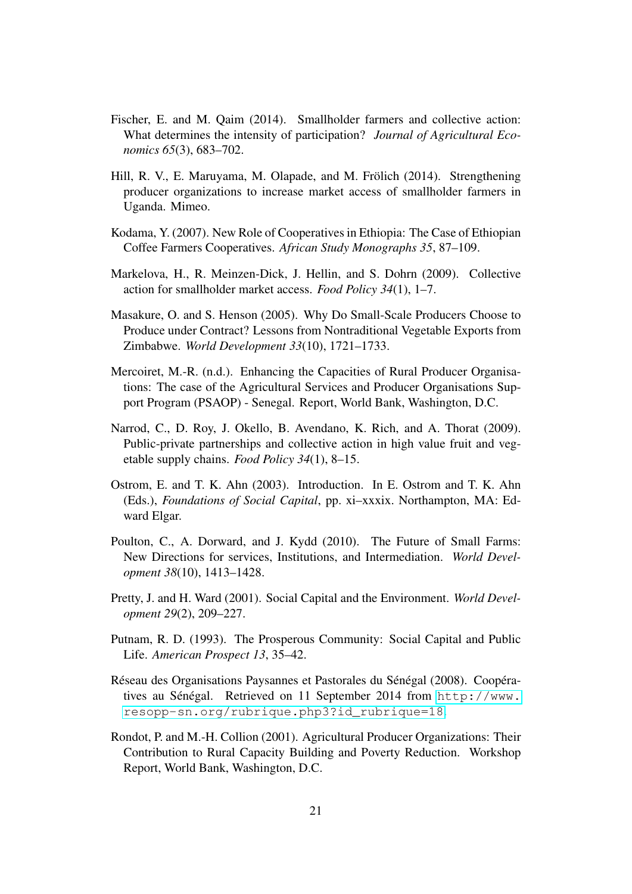Fischer, E. and M. Qaim (2014). Smallholder farmers and collective action: What determines the intensity of participation? *Journal of Agricultural Economics 65*(3), 683–702.

Hill, R. V., E. Maruyama, M. Olapade, and M. Frölich (2014). Strengthening producer organizations to increase market access of smallholder farmers in Uganda. Mimeo.

Kodama, Y. (2007). New Role of Cooperatives in Ethiopia: The Case of Ethiopian Coffee Farmers Cooperatives. *African Study Monographs 35*, 87–109.

Markelova, H., R. Meinzen-Dick, J. Hellin, and S. Dohrn (2009). Collective action for smallholder market access. *Food Policy 34*(1), 1–7.

Masakure, O. and S. Henson (2005). Why Do Small-Scale Producers Choose to Produce under Contract? Lessons from Nontraditional Vegetable Exports from Zimbabwe. *World Development 33*(10), 1721–1733.

Mercoiret, M.-R. (n.d.). Enhancing the Capacities of Rural Producer Organisations: The case of the Agricultural Services and Producer Organisations Support Program (PSAOP) - Senegal. Report, World Bank, Washington, D.C.

Narrod, C., D. Roy, J. Okello, B. Avendano, K. Rich, and A. Thorat (2009). Public-private partnerships and collective action in high value fruit and vegetable supply chains. *Food Policy 34*(1), 8–15.

Ostrom, E. and T. K. Ahn (2003). Introduction. In E. Ostrom and T. K. Ahn (Eds.), *Foundations of Social Capital*, pp. xi–xxxix. Northampton, MA: Edward Elgar.

Poulton, C., A. Dorward, and J. Kydd (2010). The Future of Small Farms: New Directions for services, Institutions, and Intermediation. *World Development 38*(10), 1413–1428.

Pretty, J. and H. Ward (2001). Social Capital and the Environment. *World Development 29*(2), 209–227.

Putnam, R. D. (1993). The Prosperous Community: Social Capital and Public Life. *American Prospect 13*, 35–42.

Réseau des Organisations Paysannes et Pastorales du Sénégal (2008). Coopératives au Sénégal. Retrieved on 11 September 2014 from http://www.resopp-sn.org/rubrique.php3?id_rubrique=18.

Rondot, P. and M.-H. Collion (2001). Agricultural Producer Organizations: Their Contribution to Rural Capacity Building and Poverty Reduction. Workshop Report, World Bank, Washington, D.C.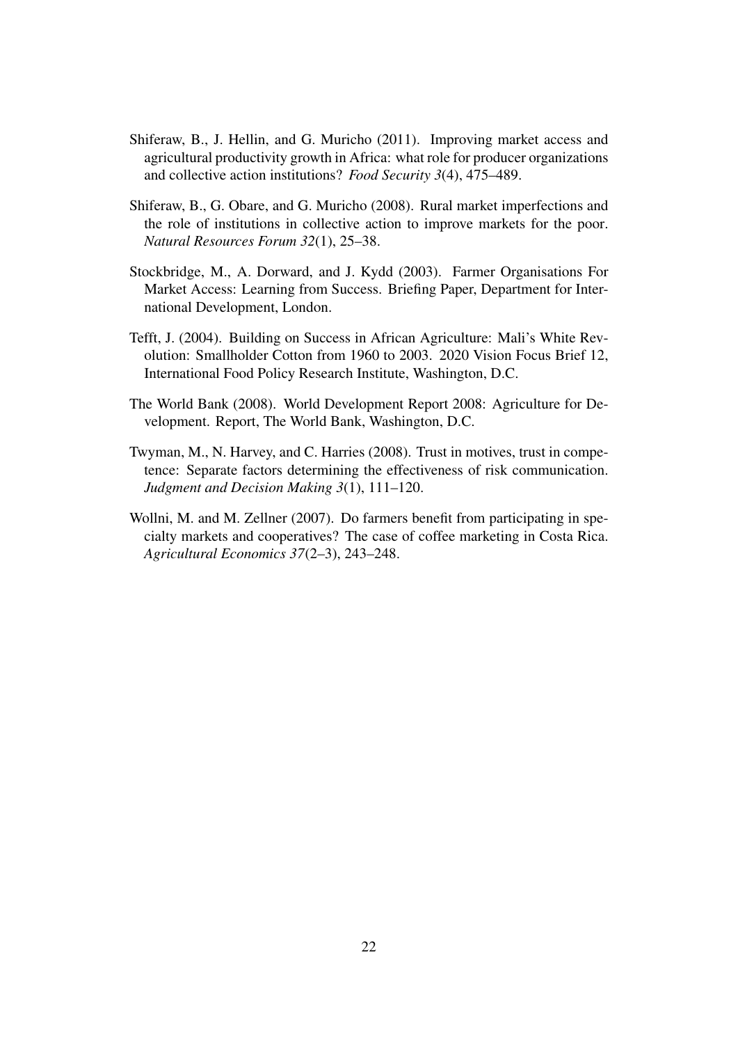Shiferaw, B., J. Hellin, and G. Muricho (2011). Improving market access and agricultural productivity growth in Africa: what role for producer organizations and collective action institutions? *Food Security 3*(4), 475–489.

Shiferaw, B., G. Obare, and G. Muricho (2008). Rural market imperfections and the role of institutions in collective action to improve markets for the poor. *Natural Resources Forum 32*(1), 25–38.

Stockbridge, M., A. Dorward, and J. Kydd (2003). Farmer Organisations For Market Access: Learning from Success. Briefing Paper, Department for International Development, London.

Tefft, J. (2004). Building on Success in African Agriculture: Mali's White Revolution: Smallholder Cotton from 1960 to 2003. 2020 Vision Focus Brief 12, International Food Policy Research Institute, Washington, D.C.

The World Bank (2008). World Development Report 2008: Agriculture for Development. Report, The World Bank, Washington, D.C.

Twyman, M., N. Harvey, and C. Harries (2008). Trust in motives, trust in competence: Separate factors determining the effectiveness of risk communication. *Judgment and Decision Making 3*(1), 111–120.

Wollni, M. and M. Zellner (2007). Do farmers benefit from participating in specialty markets and cooperatives? The case of coffee marketing in Costa Rica. *Agricultural Economics 37*(2–3), 243–248.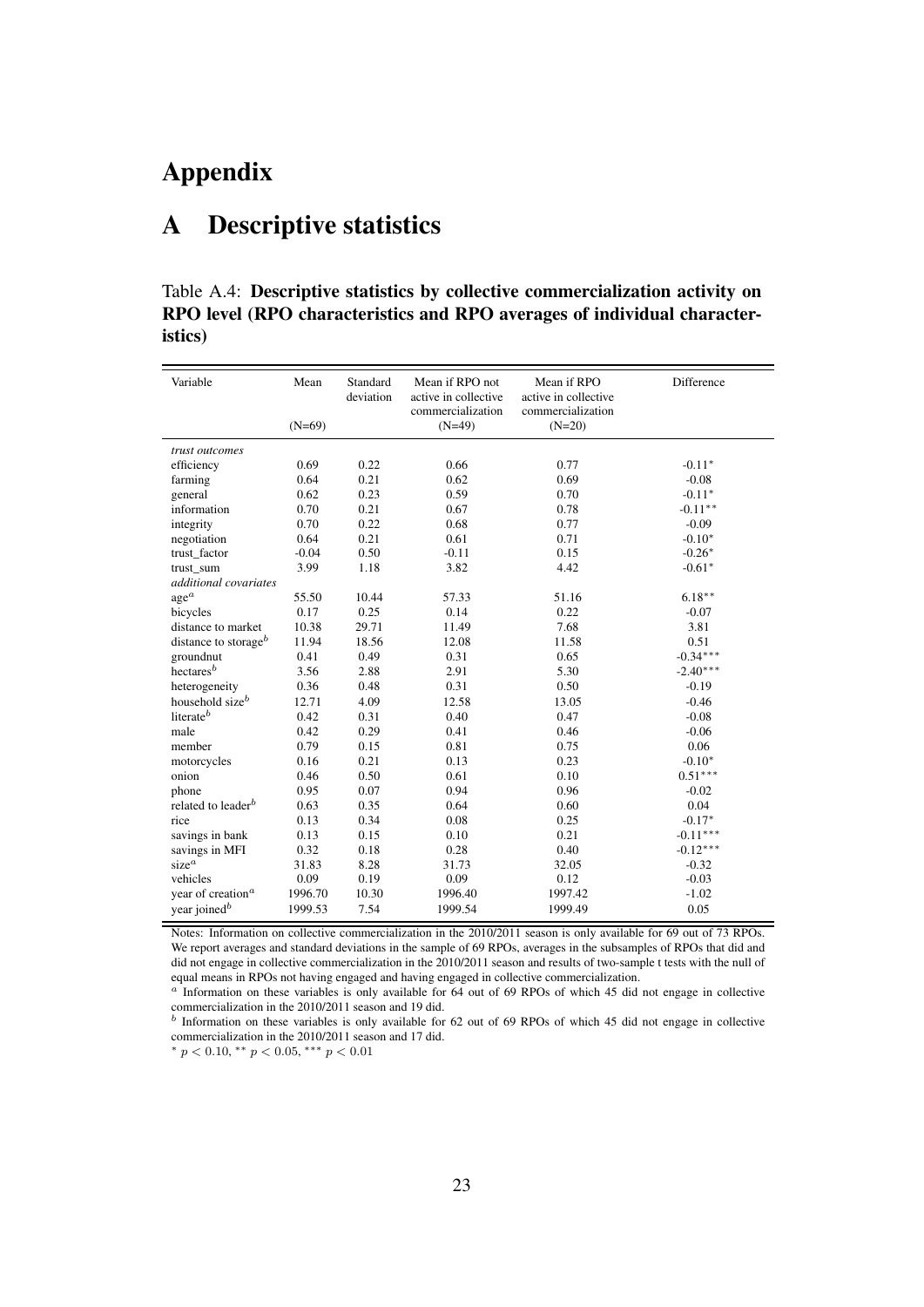# Appendix

## A Descriptive statistics

Table A.4: **Descriptive statistics by collective commercialization activity on RPO level (RPO characteristics and RPO averages of individual characteristics)**

| Variable | Mean (N=69) | Standard deviation | Mean if RPO not active in collective commercialization (N=49) | Mean if RPO active in collective commercialization (N=20) | Difference |
|---|---|---|---|---|---|
| *trust outcomes* | | | | | |
| efficiency | 0.69 | 0.22 | 0.66 | 0.77 | -0.11* |
| farming | 0.64 | 0.21 | 0.62 | 0.69 | -0.08 |
| general | 0.62 | 0.23 | 0.59 | 0.70 | -0.11* |
| information | 0.70 | 0.21 | 0.67 | 0.78 | -0.11** |
| integrity | 0.70 | 0.22 | 0.68 | 0.77 | -0.09 |
| negotiation | 0.64 | 0.21 | 0.61 | 0.71 | -0.10* |
| trust_factor | -0.04 | 0.50 | -0.11 | 0.15 | -0.26* |
| trust_sum | 3.99 | 1.18 | 3.82 | 4.42 | -0.61* |
| *additional covariates* | | | | | |
| age[a] | 55.50 | 10.44 | 57.33 | 51.16 | 6.18** |
| bicycles | 0.17 | 0.25 | 0.14 | 0.22 | -0.07 |
| distance to market | 10.38 | 29.71 | 11.49 | 7.68 | 3.81 |
| distance to storage[b] | 11.94 | 18.56 | 12.08 | 11.58 | 0.51 |
| groundnut | 0.41 | 0.49 | 0.31 | 0.65 | -0.34*** |
| hectares[b] | 3.56 | 2.88 | 2.91 | 5.30 | -2.40*** |
| heterogeneity | 0.36 | 0.48 | 0.31 | 0.50 | -0.19 |
| household size[b] | 12.71 | 4.09 | 12.58 | 13.05 | -0.46 |
| literate[b] | 0.42 | 0.31 | 0.40 | 0.47 | -0.08 |
| male | 0.42 | 0.29 | 0.41 | 0.46 | -0.06 |
| member | 0.79 | 0.15 | 0.81 | 0.75 | 0.06 |
| motorcycles | 0.16 | 0.21 | 0.13 | 0.23 | -0.10* |
| onion | 0.46 | 0.50 | 0.61 | 0.10 | 0.51*** |
| phone | 0.95 | 0.07 | 0.94 | 0.96 | -0.02 |
| related to leader[b] | 0.63 | 0.35 | 0.64 | 0.60 | 0.04 |
| rice | 0.13 | 0.34 | 0.08 | 0.25 | -0.17* |
| savings in bank | 0.13 | 0.15 | 0.10 | 0.21 | -0.11*** |
| savings in MFI | 0.32 | 0.18 | 0.28 | 0.40 | -0.12*** |
| size[a] | 31.83 | 8.28 | 31.73 | 32.05 | -0.32 |
| vehicles | 0.09 | 0.19 | 0.09 | 0.12 | -0.03 |
| year of creation[a] | 1996.70 | 10.30 | 1996.40 | 1997.42 | -1.02 |
| year joined[b] | 1999.53 | 7.54 | 1999.54 | 1999.49 | 0.05 |

Notes: Information on collective commercialization in the 2010/2011 season is only available for 69 out of 73 RPOs. We report averages and standard deviations in the sample of 69 RPOs, averages in the subsamples of RPOs that did and did not engage in collective commercialization in the 2010/2011 season and results of two-sample t tests with the null of equal means in RPOs not having engaged and having engaged in collective commercialization.

[a] Information on these variables is only available for 64 out of 69 RPOs of which 45 did not engage in collective commercialization in the 2010/2011 season and 19 did.

[b] Information on these variables is only available for 62 out of 69 RPOs of which 45 did not engage in collective commercialization in the 2010/2011 season and 17 did.

* $p < 0.10$, ** $p < 0.05$, *** $p < 0.01$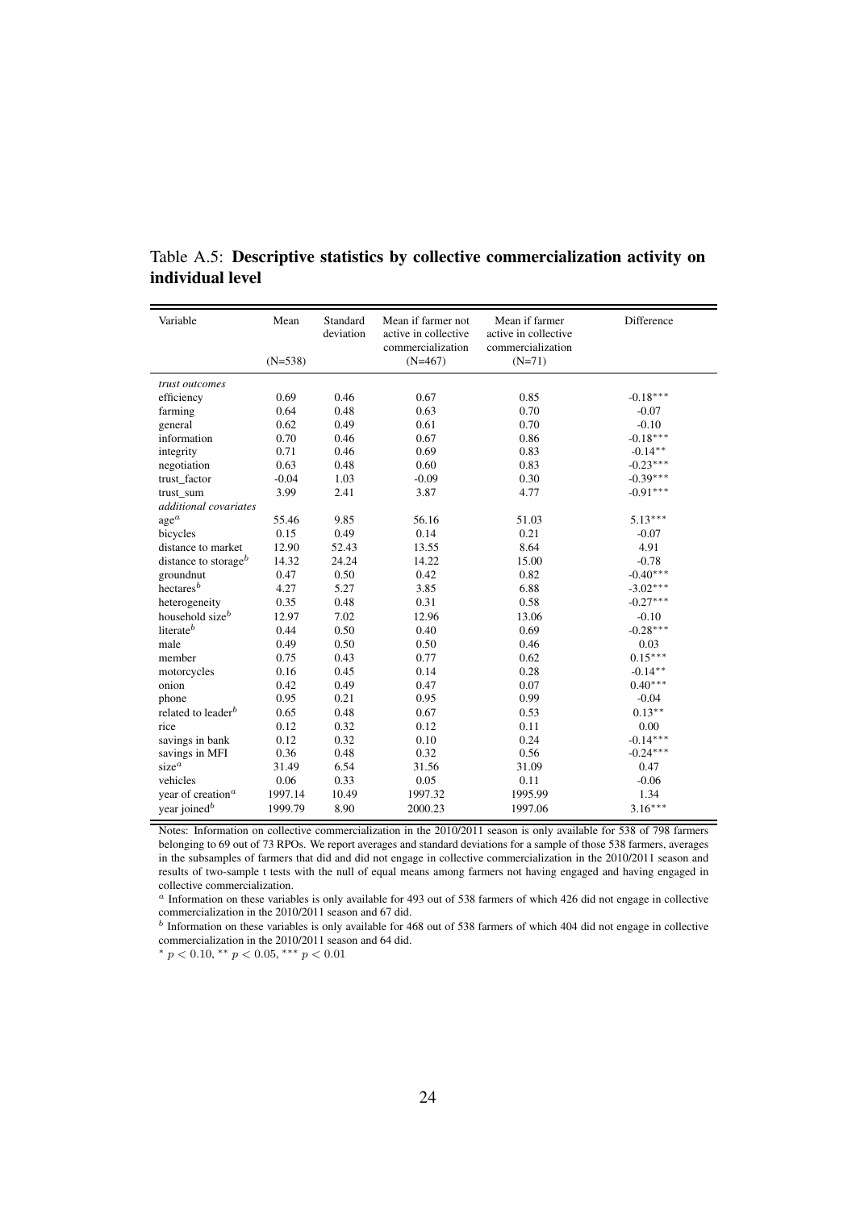Table A.5: **Descriptive statistics by collective commercialization activity on individual level**

| Variable | Mean (N=538) | Standard deviation | Mean if farmer not active in collective commercialization (N=467) | Mean if farmer active in collective commercialization (N=71) | Difference |
|---|---|---|---|---|---|
| *trust outcomes* | | | | | |
| efficiency | 0.69 | 0.46 | 0.67 | 0.85 | -0.18*** |
| farming | 0.64 | 0.48 | 0.63 | 0.70 | -0.07 |
| general | 0.62 | 0.49 | 0.61 | 0.70 | -0.10 |
| information | 0.70 | 0.46 | 0.67 | 0.86 | -0.18*** |
| integrity | 0.71 | 0.46 | 0.69 | 0.83 | -0.14** |
| negotiation | 0.63 | 0.48 | 0.60 | 0.83 | -0.23*** |
| trust_factor | -0.04 | 1.03 | -0.09 | 0.30 | -0.39*** |
| trust_sum | 3.99 | 2.41 | 3.87 | 4.77 | -0.91*** |
| *additional covariates* | | | | | |
| age$^{a}$ | 55.46 | 9.85 | 56.16 | 51.03 | 5.13*** |
| bicycles | 0.15 | 0.49 | 0.14 | 0.21 | -0.07 |
| distance to market | 12.90 | 52.43 | 13.55 | 8.64 | 4.91 |
| distance to storage$^{b}$ | 14.32 | 24.24 | 14.22 | 15.00 | -0.78 |
| groundnut | 0.47 | 0.50 | 0.42 | 0.82 | -0.40*** |
| hectares$^{b}$ | 4.27 | 5.27 | 3.85 | 6.88 | -3.02*** |
| heterogeneity | 0.35 | 0.48 | 0.31 | 0.58 | -0.27*** |
| household size$^{b}$ | 12.97 | 7.02 | 12.96 | 13.06 | -0.10 |
| literate$^{b}$ | 0.44 | 0.50 | 0.40 | 0.69 | -0.28*** |
| male | 0.49 | 0.50 | 0.50 | 0.46 | 0.03 |
| member | 0.75 | 0.43 | 0.77 | 0.62 | 0.15*** |
| motorcycles | 0.16 | 0.45 | 0.14 | 0.28 | -0.14** |
| onion | 0.42 | 0.49 | 0.47 | 0.07 | 0.40*** |
| phone | 0.95 | 0.21 | 0.95 | 0.99 | -0.04 |
| related to leader$^{b}$ | 0.65 | 0.48 | 0.67 | 0.53 | 0.13** |
| rice | 0.12 | 0.32 | 0.12 | 0.11 | 0.00 |
| savings in bank | 0.12 | 0.32 | 0.10 | 0.24 | -0.14*** |
| savings in MFI | 0.36 | 0.48 | 0.32 | 0.56 | -0.24*** |
| size$^{a}$ | 31.49 | 6.54 | 31.56 | 31.09 | 0.47 |
| vehicles | 0.06 | 0.33 | 0.05 | 0.11 | -0.06 |
| year of creation$^{a}$ | 1997.14 | 10.49 | 1997.32 | 1995.99 | 1.34 |
| year joined$^{b}$ | 1999.79 | 8.90 | 2000.23 | 1997.06 | 3.16*** |

Notes: Information on collective commercialization in the 2010/2011 season is only available for 538 of 798 farmers belonging to 69 out of 73 RPOs. We report averages and standard deviations for a sample of those 538 farmers, averages in the subsamples of farmers that did and did not engage in collective commercialization in the 2010/2011 season and results of two-sample t tests with the null of equal means among farmers not having engaged and having engaged in collective commercialization.

$^{a}$ Information on these variables is only available for 493 out of 538 farmers of which 426 did not engage in collective commercialization in the 2010/2011 season and 67 did.

$^{b}$ Information on these variables is only available for 468 out of 538 farmers of which 404 did not engage in collective commercialization in the 2010/2011 season and 64 did.

$^{*}$ $p < 0.10$, $^{**}$ $p < 0.05$, $^{***}$ $p < 0.01$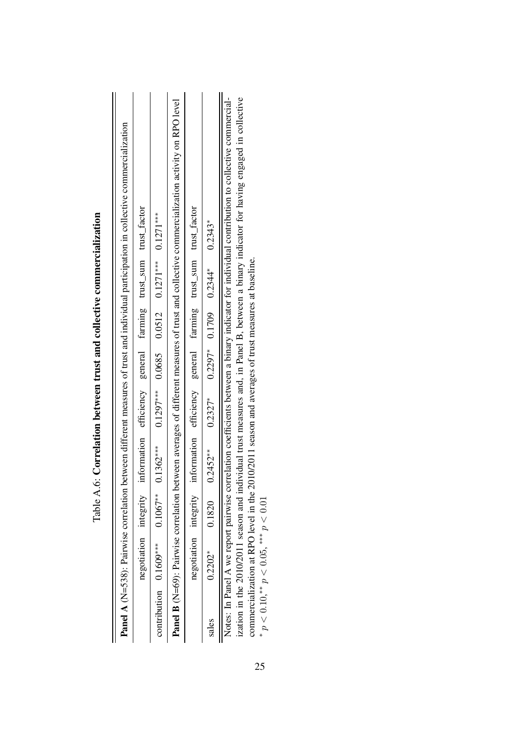Table A.6: **Correlation between trust and collective commercialization**

| **Panel A** (N=538): Pairwise correlation between different measures of trust and individual participation in collective commercialization | | | | | | | | |
|---|---|---|---|---|---|---|---|---|
| | negotiation | integrity | information | efficiency | general | farming | trust_sum | trust_factor |
| contribution | 0.1609*** | 0.1067** | 0.1362*** | 0.1297*** | 0.0685 | 0.0512 | 0.1271*** | 0.1271*** |
| **Panel B** (N=69): Pairwise correlation between averages of different measures of trust and collective commercialization activity on RPO level | | | | | | | | |
| | negotiation | integrity | information | efficiency | general | farming | trust_sum | trust_factor |
| sales | 0.2202* | 0.1820 | 0.2452** | 0.2327* | 0.2297* | 0.1709 | 0.2344* | 0.2343* |

Notes: In Panel A we report pairwise correlation coefficients between a binary indicator for individual contribution to collective commercialization in the 2010/2011 season and individual trust measures and, in Panel B, between a binary indicator for having engaged in collective commercialization at RPO level in the 2010/2011 season and averages of trust measures at baseline.

\* $p < 0.10$, \*\* $p < 0.05$, \*\*\* $p < 0.01$